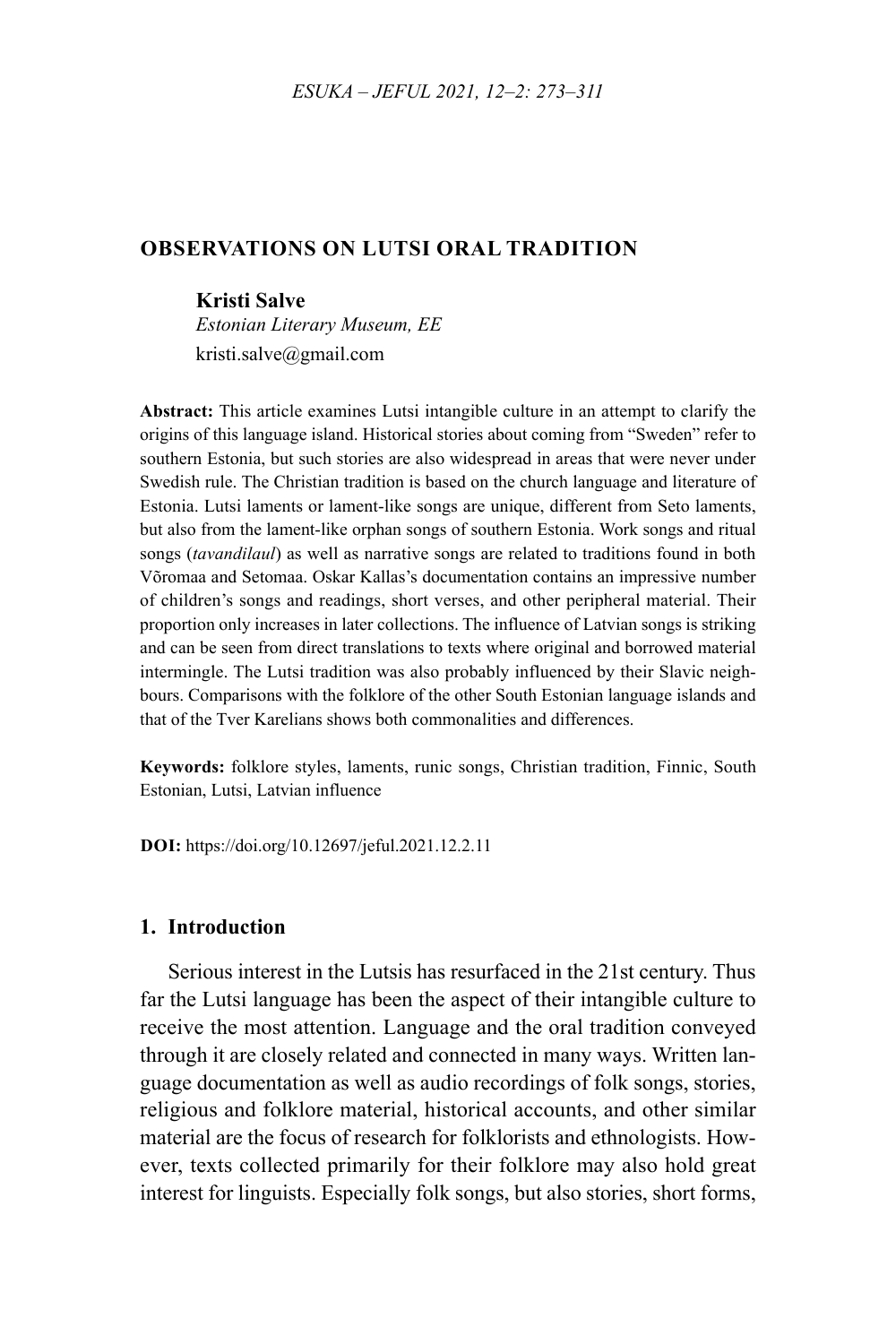## OBSERVATIONS ON LUTSI ORAL TRADITION

**Kristi Salve**
*Estonian Literary Museum, EE*
kristi.salve@gmail.com

**Abstract:** This article examines Lutsi intangible culture in an attempt to clarify the origins of this language island. Historical stories about coming from "Sweden" refer to southern Estonia, but such stories are also widespread in areas that were never under Swedish rule. The Christian tradition is based on the church language and literature of Estonia. Lutsi laments or lament-like songs are unique, different from Seto laments, but also from the lament-like orphan songs of southern Estonia. Work songs and ritual songs (*tavandilaul*) as well as narrative songs are related to traditions found in both Võromaa and Setomaa. Oskar Kallas's documentation contains an impressive number of children's songs and readings, short verses, and other peripheral material. Their proportion only increases in later collections. The influence of Latvian songs is striking and can be seen from direct translations to texts where original and borrowed material intermingle. The Lutsi tradition was also probably influenced by their Slavic neighbours. Comparisons with the folklore of the other South Estonian language islands and that of the Tver Karelians shows both commonalities and differences.

**Keywords:** folklore styles, laments, runic songs, Christian tradition, Finnic, South Estonian, Lutsi, Latvian influence

**DOI:** https://doi.org/10.12697/jeful.2021.12.2.11

### 1. Introduction

Serious interest in the Lutsis has resurfaced in the 21st century. Thus far the Lutsi language has been the aspect of their intangible culture to receive the most attention. Language and the oral tradition conveyed through it are closely related and connected in many ways. Written language documentation as well as audio recordings of folk songs, stories, religious and folklore material, historical accounts, and other similar material are the focus of research for folklorists and ethnologists. However, texts collected primarily for their folklore may also hold great interest for linguists. Especially folk songs, but also stories, short forms,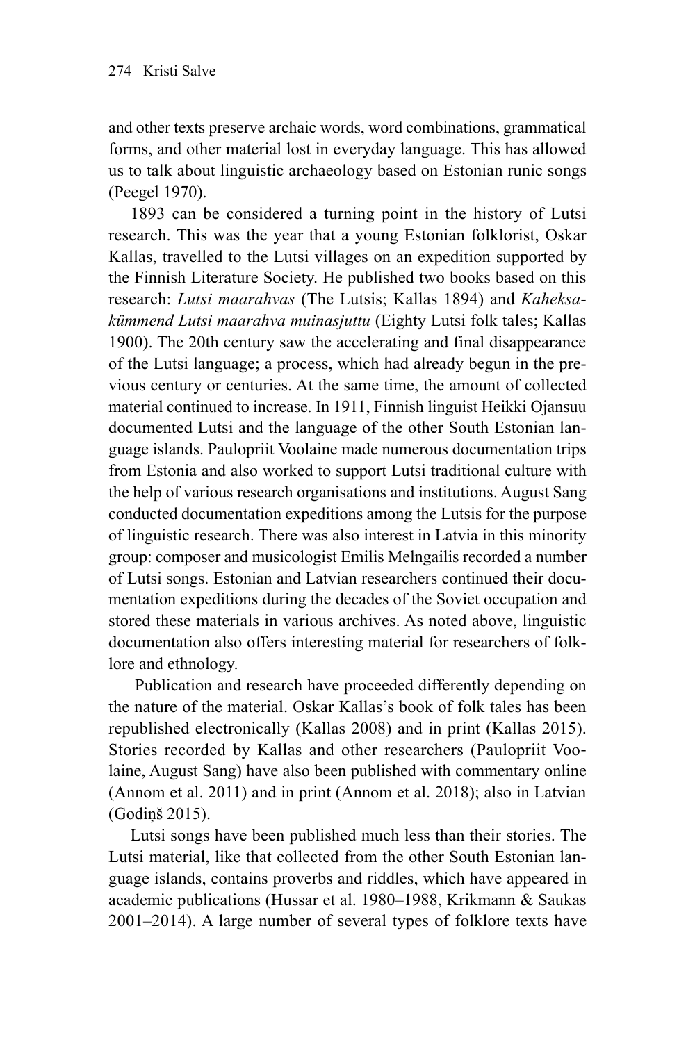and other texts preserve archaic words, word combinations, grammatical forms, and other material lost in everyday language. This has allowed us to talk about linguistic archaeology based on Estonian runic songs (Peegel 1970).

1893 can be considered a turning point in the history of Lutsi research. This was the year that a young Estonian folklorist, Oskar Kallas, travelled to the Lutsi villages on an expedition supported by the Finnish Literature Society. He published two books based on this research: *Lutsi maarahvas* (The Lutsis; Kallas 1894) and *Kaheksakümmend Lutsi maarahva muinasjuttu* (Eighty Lutsi folk tales; Kallas 1900). The 20th century saw the accelerating and final disappearance of the Lutsi language; a process, which had already begun in the previous century or centuries. At the same time, the amount of collected material continued to increase. In 1911, Finnish linguist Heikki Ojansuu documented Lutsi and the language of the other South Estonian language islands. Paulopriit Voolaine made numerous documentation trips from Estonia and also worked to support Lutsi traditional culture with the help of various research organisations and institutions. August Sang conducted documentation expeditions among the Lutsis for the purpose of linguistic research. There was also interest in Latvia in this minority group: composer and musicologist Emilis Melngailis recorded a number of Lutsi songs. Estonian and Latvian researchers continued their documentation expeditions during the decades of the Soviet occupation and stored these materials in various archives. As noted above, linguistic documentation also offers interesting material for researchers of folklore and ethnology.

Publication and research have proceeded differently depending on the nature of the material. Oskar Kallas's book of folk tales has been republished electronically (Kallas 2008) and in print (Kallas 2015). Stories recorded by Kallas and other researchers (Paulopriit Voolaine, August Sang) have also been published with commentary online (Annom et al. 2011) and in print (Annom et al. 2018); also in Latvian (Godiņš 2015).

Lutsi songs have been published much less than their stories. The Lutsi material, like that collected from the other South Estonian language islands, contains proverbs and riddles, which have appeared in academic publications (Hussar et al. 1980–1988, Krikmann & Saukas 2001–2014). A large number of several types of folklore texts have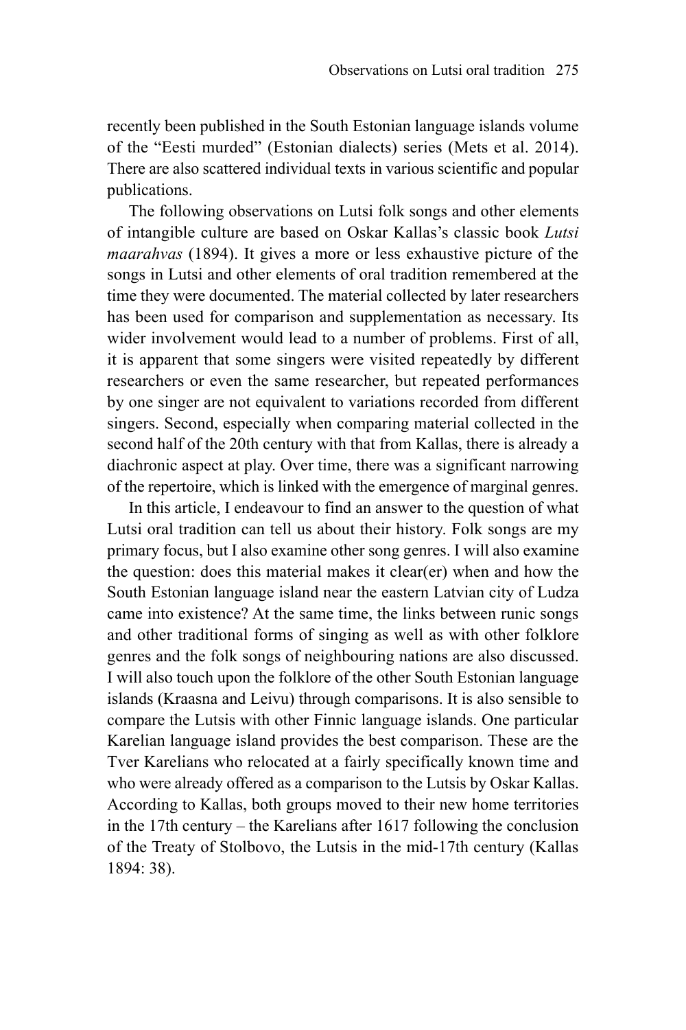recently been published in the South Estonian language islands volume of the "Eesti murded" (Estonian dialects) series (Mets et al. 2014). There are also scattered individual texts in various scientific and popular publications.

The following observations on Lutsi folk songs and other elements of intangible culture are based on Oskar Kallas's classic book *Lutsi maarahvas* (1894). It gives a more or less exhaustive picture of the songs in Lutsi and other elements of oral tradition remembered at the time they were documented. The material collected by later researchers has been used for comparison and supplementation as necessary. Its wider involvement would lead to a number of problems. First of all, it is apparent that some singers were visited repeatedly by different researchers or even the same researcher, but repeated performances by one singer are not equivalent to variations recorded from different singers. Second, especially when comparing material collected in the second half of the 20th century with that from Kallas, there is already a diachronic aspect at play. Over time, there was a significant narrowing of the repertoire, which is linked with the emergence of marginal genres.

In this article, I endeavour to find an answer to the question of what Lutsi oral tradition can tell us about their history. Folk songs are my primary focus, but I also examine other song genres. I will also examine the question: does this material makes it clear(er) when and how the South Estonian language island near the eastern Latvian city of Ludza came into existence? At the same time, the links between runic songs and other traditional forms of singing as well as with other folklore genres and the folk songs of neighbouring nations are also discussed. I will also touch upon the folklore of the other South Estonian language islands (Kraasna and Leivu) through comparisons. It is also sensible to compare the Lutsis with other Finnic language islands. One particular Karelian language island provides the best comparison. These are the Tver Karelians who relocated at a fairly specifically known time and who were already offered as a comparison to the Lutsis by Oskar Kallas. According to Kallas, both groups moved to their new home territories in the 17th century – the Karelians after 1617 following the conclusion of the Treaty of Stolbovo, the Lutsis in the mid-17th century (Kallas 1894: 38).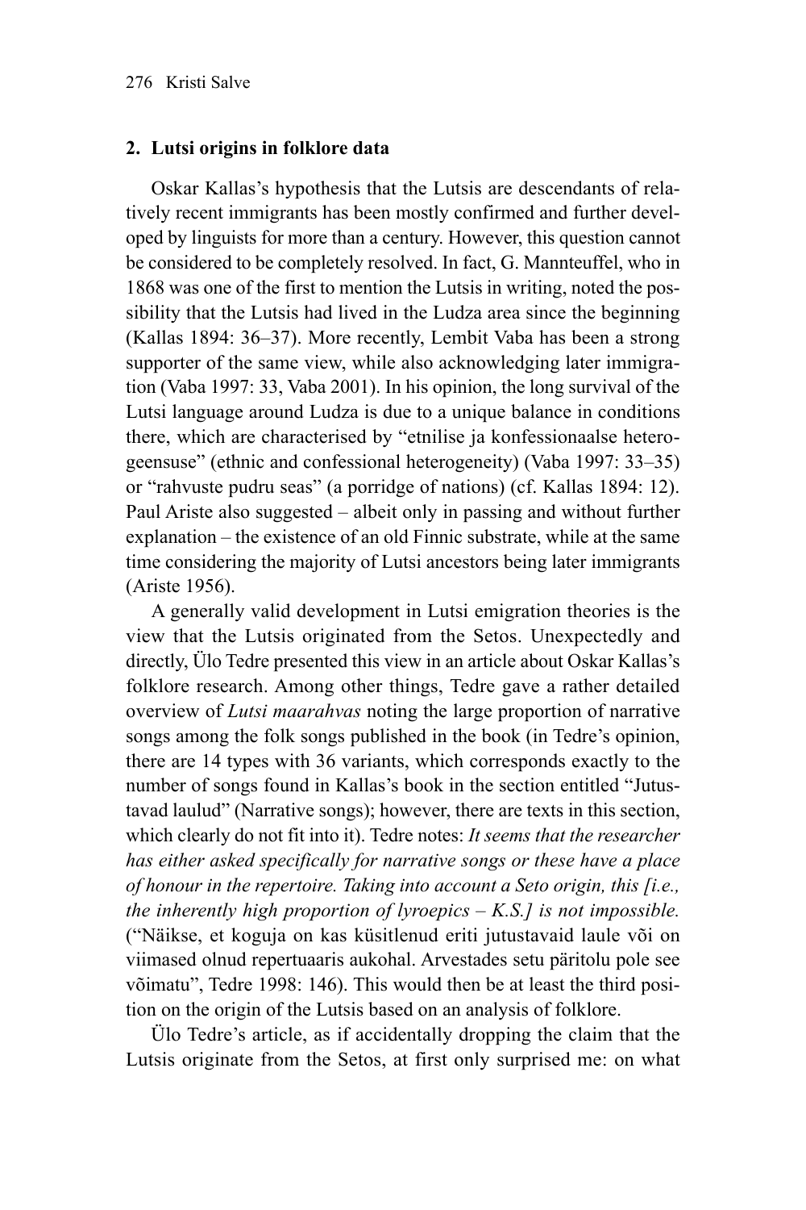## 2. Lutsi origins in folklore data

Oskar Kallas's hypothesis that the Lutsis are descendants of relatively recent immigrants has been mostly confirmed and further developed by linguists for more than a century. However, this question cannot be considered to be completely resolved. In fact, G. Mannteuffel, who in 1868 was one of the first to mention the Lutsis in writing, noted the possibility that the Lutsis had lived in the Ludza area since the beginning (Kallas 1894: 36–37). More recently, Lembit Vaba has been a strong supporter of the same view, while also acknowledging later immigration (Vaba 1997: 33, Vaba 2001). In his opinion, the long survival of the Lutsi language around Ludza is due to a unique balance in conditions there, which are characterised by "etnilise ja konfessionaalse heterogeensuse" (ethnic and confessional heterogeneity) (Vaba 1997: 33–35) or "rahvuste pudru seas" (a porridge of nations) (cf. Kallas 1894: 12). Paul Ariste also suggested – albeit only in passing and without further explanation – the existence of an old Finnic substrate, while at the same time considering the majority of Lutsi ancestors being later immigrants (Ariste 1956).

A generally valid development in Lutsi emigration theories is the view that the Lutsis originated from the Setos. Unexpectedly and directly, Ülo Tedre presented this view in an article about Oskar Kallas's folklore research. Among other things, Tedre gave a rather detailed overview of *Lutsi maarahvas* noting the large proportion of narrative songs among the folk songs published in the book (in Tedre's opinion, there are 14 types with 36 variants, which corresponds exactly to the number of songs found in Kallas's book in the section entitled "Jutustavad laulud" (Narrative songs); however, there are texts in this section, which clearly do not fit into it). Tedre notes: *It seems that the researcher has either asked specifically for narrative songs or these have a place of honour in the repertoire. Taking into account a Seto origin, this [i.e., the inherently high proportion of lyroepics – K.S.] is not impossible.* ("Näikse, et koguja on kas küsitlenud eriti jutustavaid laule või on viimased olnud repertuaaris aukohal. Arvestades setu päritolu pole see võimatu", Tedre 1998: 146). This would then be at least the third position on the origin of the Lutsis based on an analysis of folklore.

Ülo Tedre's article, as if accidentally dropping the claim that the Lutsis originate from the Setos, at first only surprised me: on what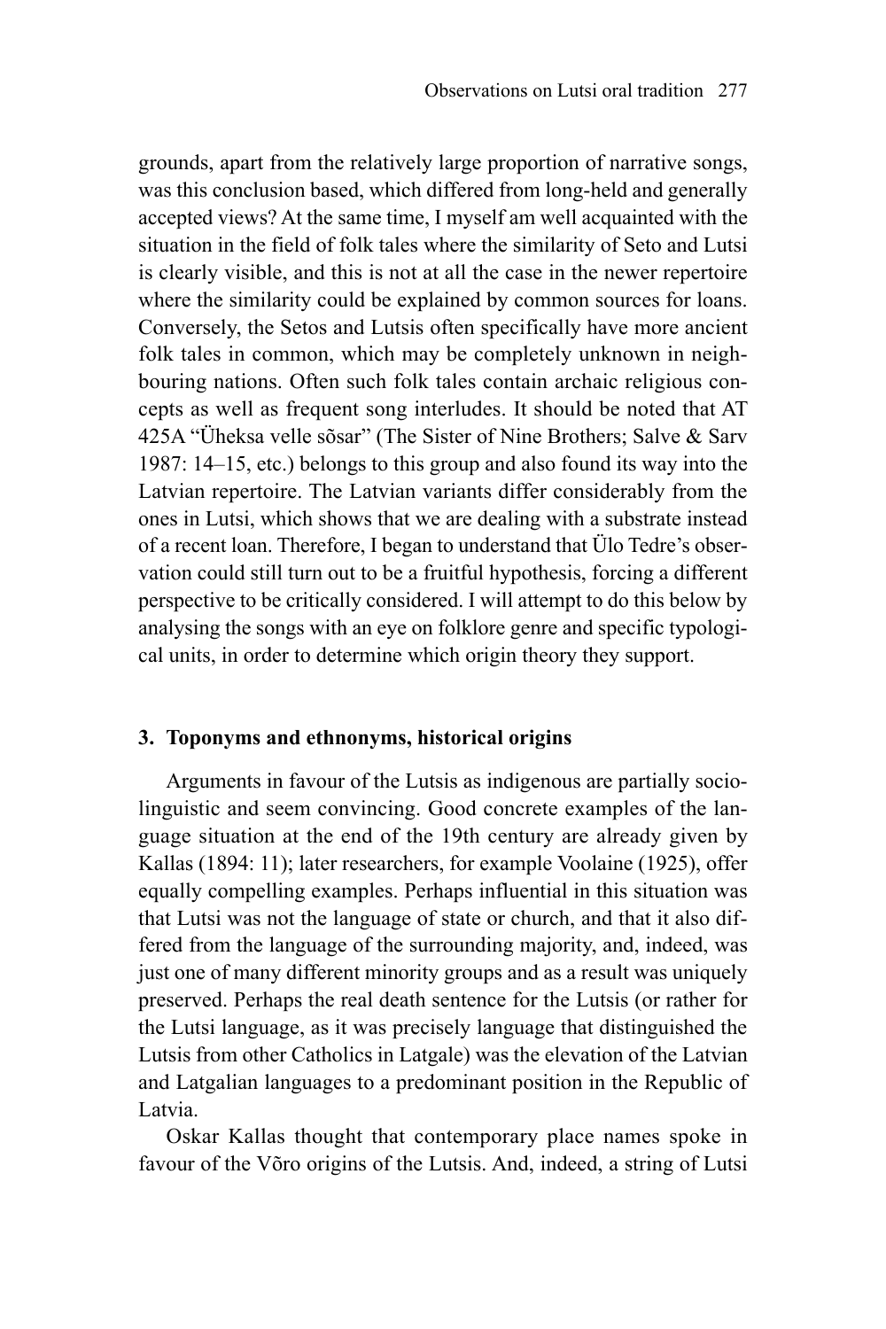grounds, apart from the relatively large proportion of narrative songs, was this conclusion based, which differed from long-held and generally accepted views? At the same time, I myself am well acquainted with the situation in the field of folk tales where the similarity of Seto and Lutsi is clearly visible, and this is not at all the case in the newer repertoire where the similarity could be explained by common sources for loans. Conversely, the Setos and Lutsis often specifically have more ancient folk tales in common, which may be completely unknown in neighbouring nations. Often such folk tales contain archaic religious concepts as well as frequent song interludes. It should be noted that AT 425A "Üheksa velle sõsar" (The Sister of Nine Brothers; Salve & Sarv 1987: 14–15, etc.) belongs to this group and also found its way into the Latvian repertoire. The Latvian variants differ considerably from the ones in Lutsi, which shows that we are dealing with a substrate instead of a recent loan. Therefore, I began to understand that Ülo Tedre's observation could still turn out to be a fruitful hypothesis, forcing a different perspective to be critically considered. I will attempt to do this below by analysing the songs with an eye on folklore genre and specific typological units, in order to determine which origin theory they support.

## 3. Toponyms and ethnonyms, historical origins

Arguments in favour of the Lutsis as indigenous are partially sociolinguistic and seem convincing. Good concrete examples of the language situation at the end of the 19th century are already given by Kallas (1894: 11); later researchers, for example Voolaine (1925), offer equally compelling examples. Perhaps influential in this situation was that Lutsi was not the language of state or church, and that it also differed from the language of the surrounding majority, and, indeed, was just one of many different minority groups and as a result was uniquely preserved. Perhaps the real death sentence for the Lutsis (or rather for the Lutsi language, as it was precisely language that distinguished the Lutsis from other Catholics in Latgale) was the elevation of the Latvian and Latgalian languages to a predominant position in the Republic of Latvia.

Oskar Kallas thought that contemporary place names spoke in favour of the Võro origins of the Lutsis. And, indeed, a string of Lutsi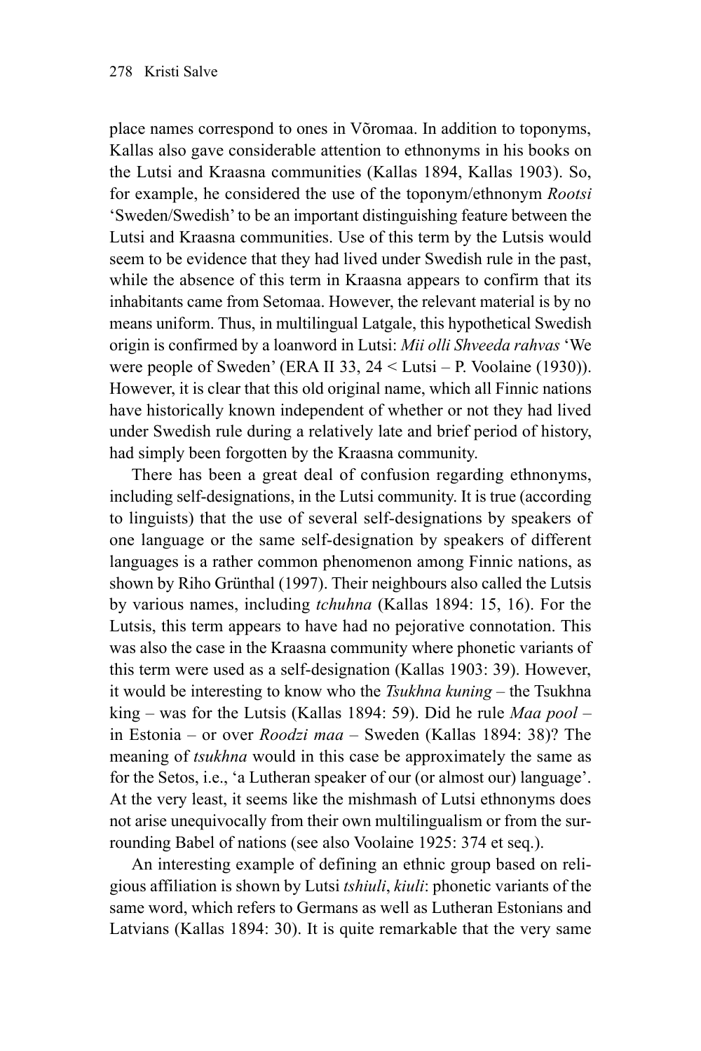place names correspond to ones in Võromaa. In addition to toponyms, Kallas also gave considerable attention to ethnonyms in his books on the Lutsi and Kraasna communities (Kallas 1894, Kallas 1903). So, for example, he considered the use of the toponym/ethnonym *Rootsi* 'Sweden/Swedish' to be an important distinguishing feature between the Lutsi and Kraasna communities. Use of this term by the Lutsis would seem to be evidence that they had lived under Swedish rule in the past, while the absence of this term in Kraasna appears to confirm that its inhabitants came from Setomaa. However, the relevant material is by no means uniform. Thus, in multilingual Latgale, this hypothetical Swedish origin is confirmed by a loanword in Lutsi: *Mii olli Shveeda rahvas* 'We were people of Sweden' (ERA II 33, 24 < Lutsi – P. Voolaine (1930)). However, it is clear that this old original name, which all Finnic nations have historically known independent of whether or not they had lived under Swedish rule during a relatively late and brief period of history, had simply been forgotten by the Kraasna community.

There has been a great deal of confusion regarding ethnonyms, including self-designations, in the Lutsi community. It is true (according to linguists) that the use of several self-designations by speakers of one language or the same self-designation by speakers of different languages is a rather common phenomenon among Finnic nations, as shown by Riho Grünthal (1997). Their neighbours also called the Lutsis by various names, including *tchuhna* (Kallas 1894: 15, 16). For the Lutsis, this term appears to have had no pejorative connotation. This was also the case in the Kraasna community where phonetic variants of this term were used as a self-designation (Kallas 1903: 39). However, it would be interesting to know who the *Tsukhna kuning* – the Tsukhna king – was for the Lutsis (Kallas 1894: 59). Did he rule *Maa pool* – in Estonia – or over *Roodzi maa* – Sweden (Kallas 1894: 38)? The meaning of *tsukhna* would in this case be approximately the same as for the Setos, i.e., 'a Lutheran speaker of our (or almost our) language'. At the very least, it seems like the mishmash of Lutsi ethnonyms does not arise unequivocally from their own multilingualism or from the surrounding Babel of nations (see also Voolaine 1925: 374 et seq.).

An interesting example of defining an ethnic group based on religious affiliation is shown by Lutsi *tshiuli*, *kiuli*: phonetic variants of the same word, which refers to Germans as well as Lutheran Estonians and Latvians (Kallas 1894: 30). It is quite remarkable that the very same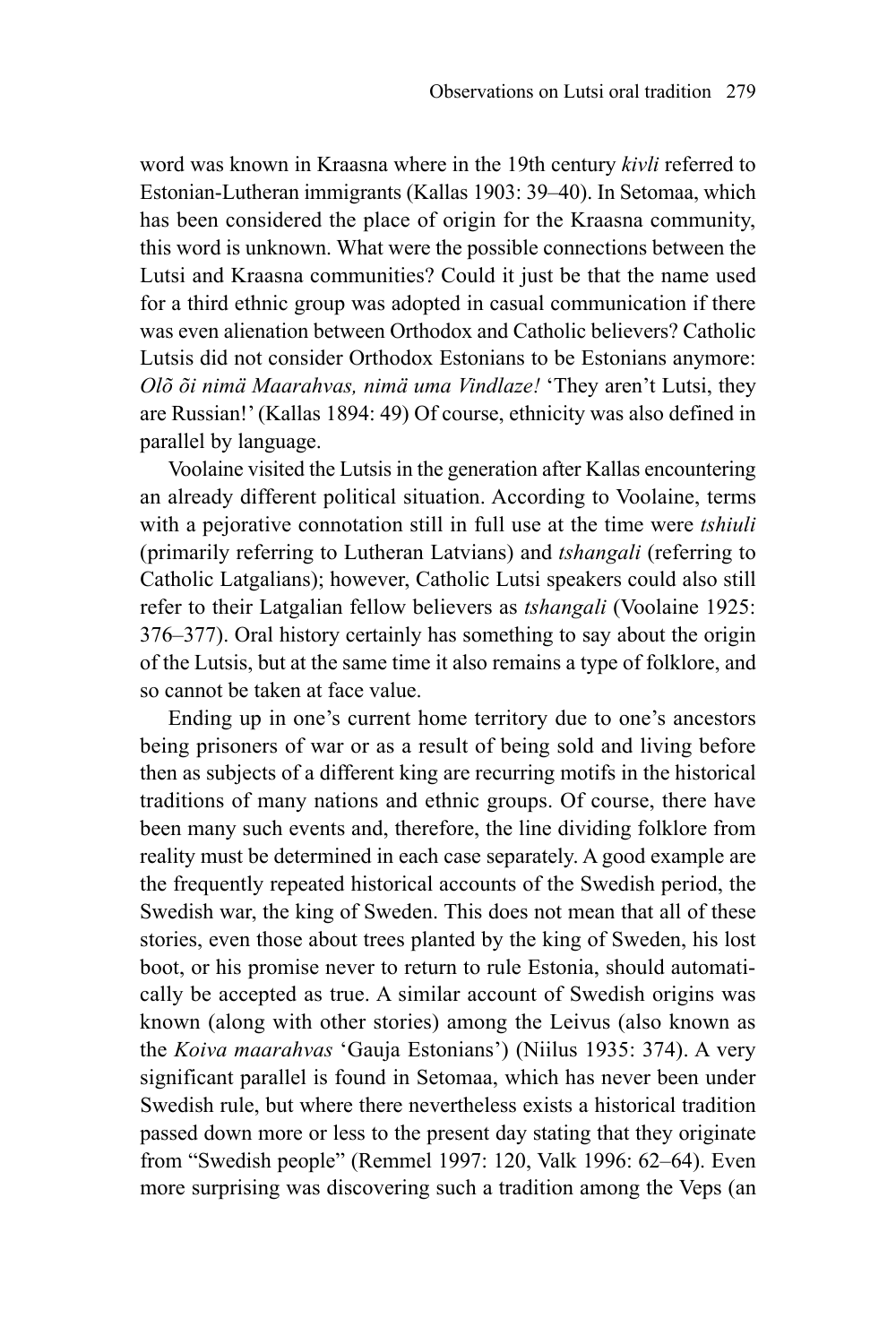word was known in Kraasna where in the 19th century *kivli* referred to Estonian-Lutheran immigrants (Kallas 1903: 39–40). In Setomaa, which has been considered the place of origin for the Kraasna community, this word is unknown. What were the possible connections between the Lutsi and Kraasna communities? Could it just be that the name used for a third ethnic group was adopted in casual communication if there was even alienation between Orthodox and Catholic believers? Catholic Lutsis did not consider Orthodox Estonians to be Estonians anymore: *Olõ õi nimä Maarahvas, nimä uma Vindlaze!* 'They aren't Lutsi, they are Russian!' (Kallas 1894: 49) Of course, ethnicity was also defined in parallel by language.

Voolaine visited the Lutsis in the generation after Kallas encountering an already different political situation. According to Voolaine, terms with a pejorative connotation still in full use at the time were *tshiuli* (primarily referring to Lutheran Latvians) and *tshangali* (referring to Catholic Latgalians); however, Catholic Lutsi speakers could also still refer to their Latgalian fellow believers as *tshangali* (Voolaine 1925: 376–377). Oral history certainly has something to say about the origin of the Lutsis, but at the same time it also remains a type of folklore, and so cannot be taken at face value.

Ending up in one's current home territory due to one's ancestors being prisoners of war or as a result of being sold and living before then as subjects of a different king are recurring motifs in the historical traditions of many nations and ethnic groups. Of course, there have been many such events and, therefore, the line dividing folklore from reality must be determined in each case separately. A good example are the frequently repeated historical accounts of the Swedish period, the Swedish war, the king of Sweden. This does not mean that all of these stories, even those about trees planted by the king of Sweden, his lost boot, or his promise never to return to rule Estonia, should automatically be accepted as true. A similar account of Swedish origins was known (along with other stories) among the Leivus (also known as the *Koiva maarahvas* 'Gauja Estonians') (Niilus 1935: 374). A very significant parallel is found in Setomaa, which has never been under Swedish rule, but where there nevertheless exists a historical tradition passed down more or less to the present day stating that they originate from "Swedish people" (Remmel 1997: 120, Valk 1996: 62–64). Even more surprising was discovering such a tradition among the Veps (an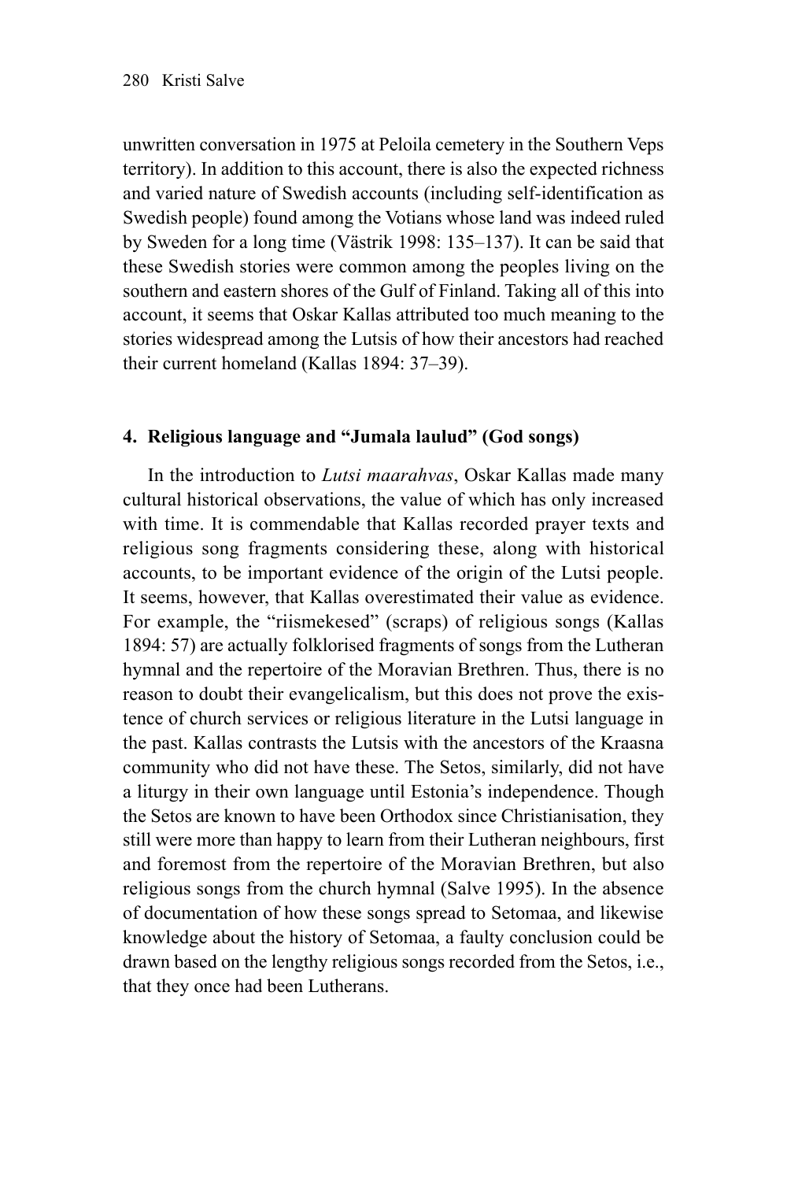unwritten conversation in 1975 at Peloila cemetery in the Southern Veps territory). In addition to this account, there is also the expected richness and varied nature of Swedish accounts (including self-identification as Swedish people) found among the Votians whose land was indeed ruled by Sweden for a long time (Västrik 1998: 135–137). It can be said that these Swedish stories were common among the peoples living on the southern and eastern shores of the Gulf of Finland. Taking all of this into account, it seems that Oskar Kallas attributed too much meaning to the stories widespread among the Lutsis of how their ancestors had reached their current homeland (Kallas 1894: 37–39).

## 4. Religious language and "Jumala laulud" (God songs)

In the introduction to *Lutsi maarahvas*, Oskar Kallas made many cultural historical observations, the value of which has only increased with time. It is commendable that Kallas recorded prayer texts and religious song fragments considering these, along with historical accounts, to be important evidence of the origin of the Lutsi people. It seems, however, that Kallas overestimated their value as evidence. For example, the "riismekesed" (scraps) of religious songs (Kallas 1894: 57) are actually folklorised fragments of songs from the Lutheran hymnal and the repertoire of the Moravian Brethren. Thus, there is no reason to doubt their evangelicalism, but this does not prove the existence of church services or religious literature in the Lutsi language in the past. Kallas contrasts the Lutsis with the ancestors of the Kraasna community who did not have these. The Setos, similarly, did not have a liturgy in their own language until Estonia's independence. Though the Setos are known to have been Orthodox since Christianisation, they still were more than happy to learn from their Lutheran neighbours, first and foremost from the repertoire of the Moravian Brethren, but also religious songs from the church hymnal (Salve 1995). In the absence of documentation of how these songs spread to Setomaa, and likewise knowledge about the history of Setomaa, a faulty conclusion could be drawn based on the lengthy religious songs recorded from the Setos, i.e., that they once had been Lutherans.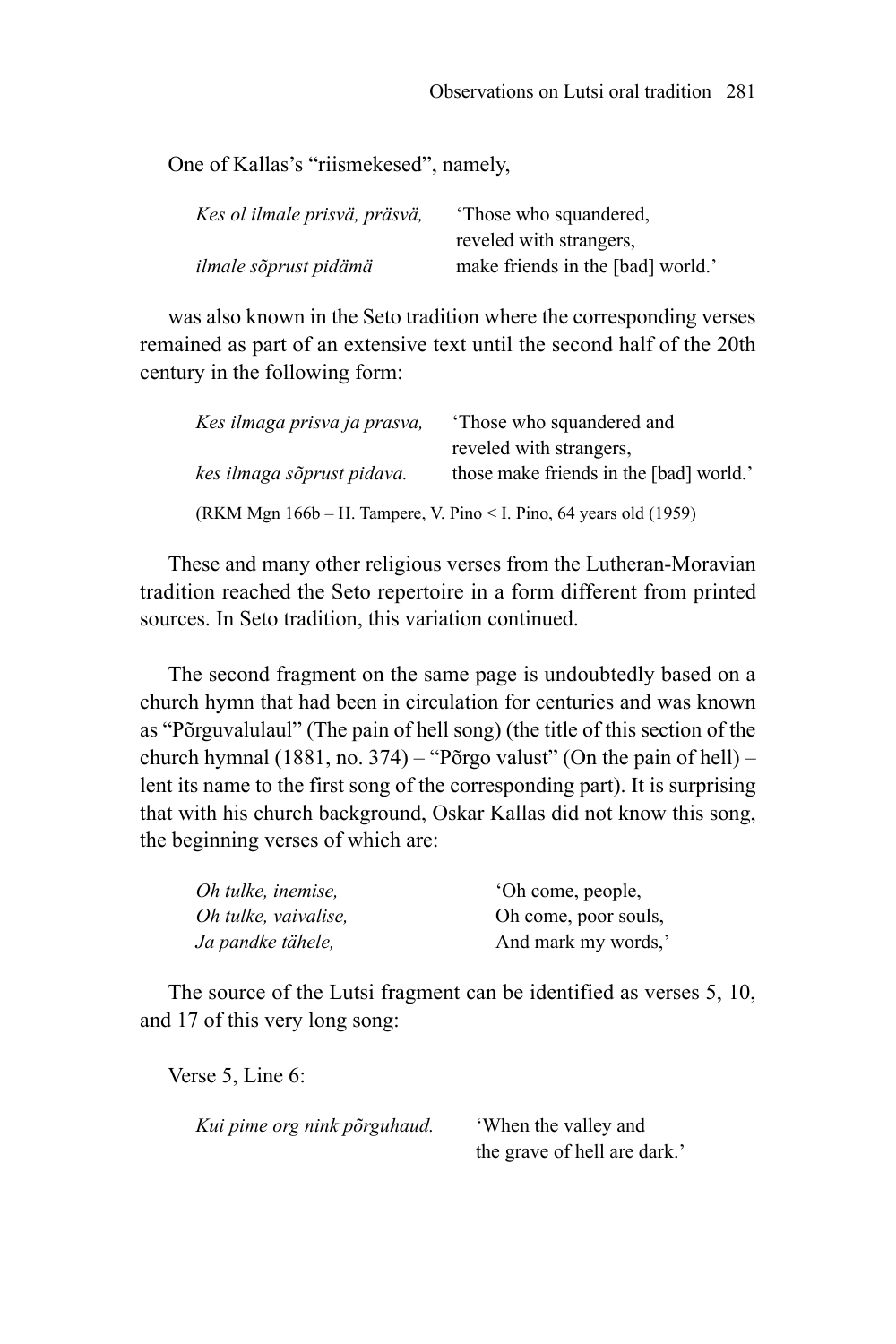One of Kallas's "riismekesed", namely,

| | |
|---|---|
| *Kes ol ilmale prisvä, präsvä,* | 'Those who squandered, reveled with strangers, |
| *ilmale sõprust pidämä* | make friends in the [bad] world.' |

was also known in the Seto tradition where the corresponding verses remained as part of an extensive text until the second half of the 20th century in the following form:

| | |
|---|---|
| *Kes ilmaga prisva ja prasva,* | 'Those who squandered and reveled with strangers, |
| *kes ilmaga sõprust pidava.* | those make friends in the [bad] world.' |

(RKM Mgn 166b – H. Tampere, V. Pino < I. Pino, 64 years old (1959)

These and many other religious verses from the Lutheran-Moravian tradition reached the Seto repertoire in a form different from printed sources. In Seto tradition, this variation continued.

The second fragment on the same page is undoubtedly based on a church hymn that had been in circulation for centuries and was known as "Põrguvalulaul" (The pain of hell song) (the title of this section of the church hymnal (1881, no. 374) – "Põrgo valust" (On the pain of hell) – lent its name to the first song of the corresponding part). It is surprising that with his church background, Oskar Kallas did not know this song, the beginning verses of which are:

| | |
|---|---|
| *Oh tulke, inemise,* | 'Oh come, people, |
| *Oh tulke, vaivalise,* | Oh come, poor souls, |
| *Ja pandke tähele,* | And mark my words,' |

The source of the Lutsi fragment can be identified as verses 5, 10, and 17 of this very long song:

Verse 5, Line 6:

| | |
|---|---|
| *Kui pime org nink põrguhaud.* | 'When the valley and the grave of hell are dark.' |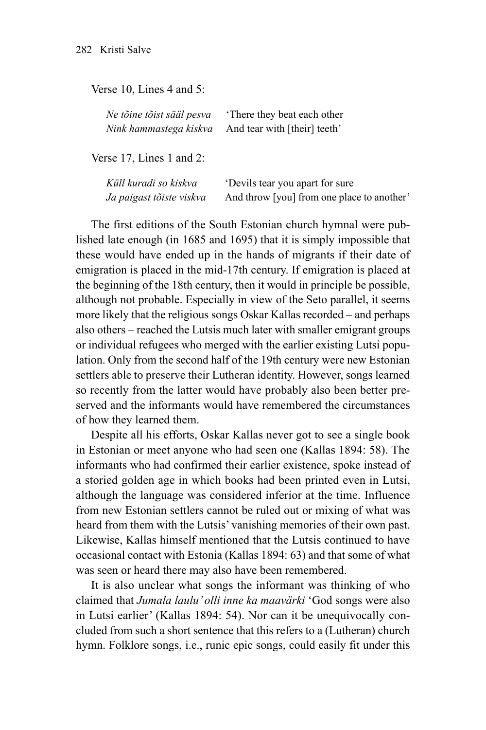Verse 10, Lines 4 and 5:

| | |
|---|---|
| *Ne tõine tõist sääl pesva* | 'There they beat each other |
| *Nink hammastega kiskva* | And tear with [their] teeth' |

Verse 17, Lines 1 and 2:

| | |
|---|---|
| *Küll kuradi so kiskva* | 'Devils tear you apart for sure |
| *Ja paigast tõiste viskva* | And throw [you] from one place to another' |

The first editions of the South Estonian church hymnal were published late enough (in 1685 and 1695) that it is simply impossible that these would have ended up in the hands of migrants if their date of emigration is placed in the mid-17th century. If emigration is placed at the beginning of the 18th century, then it would in principle be possible, although not probable. Especially in view of the Seto parallel, it seems more likely that the religious songs Oskar Kallas recorded – and perhaps also others – reached the Lutsis much later with smaller emigrant groups or individual refugees who merged with the earlier existing Lutsi population. Only from the second half of the 19th century were new Estonian settlers able to preserve their Lutheran identity. However, songs learned so recently from the latter would have probably also been better preserved and the informants would have remembered the circumstances of how they learned them.

Despite all his efforts, Oskar Kallas never got to see a single book in Estonian or meet anyone who had seen one (Kallas 1894: 58). The informants who had confirmed their earlier existence, spoke instead of a storied golden age in which books had been printed even in Lutsi, although the language was considered inferior at the time. Influence from new Estonian settlers cannot be ruled out or mixing of what was heard from them with the Lutsis' vanishing memories of their own past. Likewise, Kallas himself mentioned that the Lutsis continued to have occasional contact with Estonia (Kallas 1894: 63) and that some of what was seen or heard there may also have been remembered.

It is also unclear what songs the informant was thinking of who claimed that *Jumala laulu' olli inne ka maavärki* 'God songs were also in Lutsi earlier' (Kallas 1894: 54). Nor can it be unequivocally concluded from such a short sentence that this refers to a (Lutheran) church hymn. Folklore songs, i.e., runic epic songs, could easily fit under this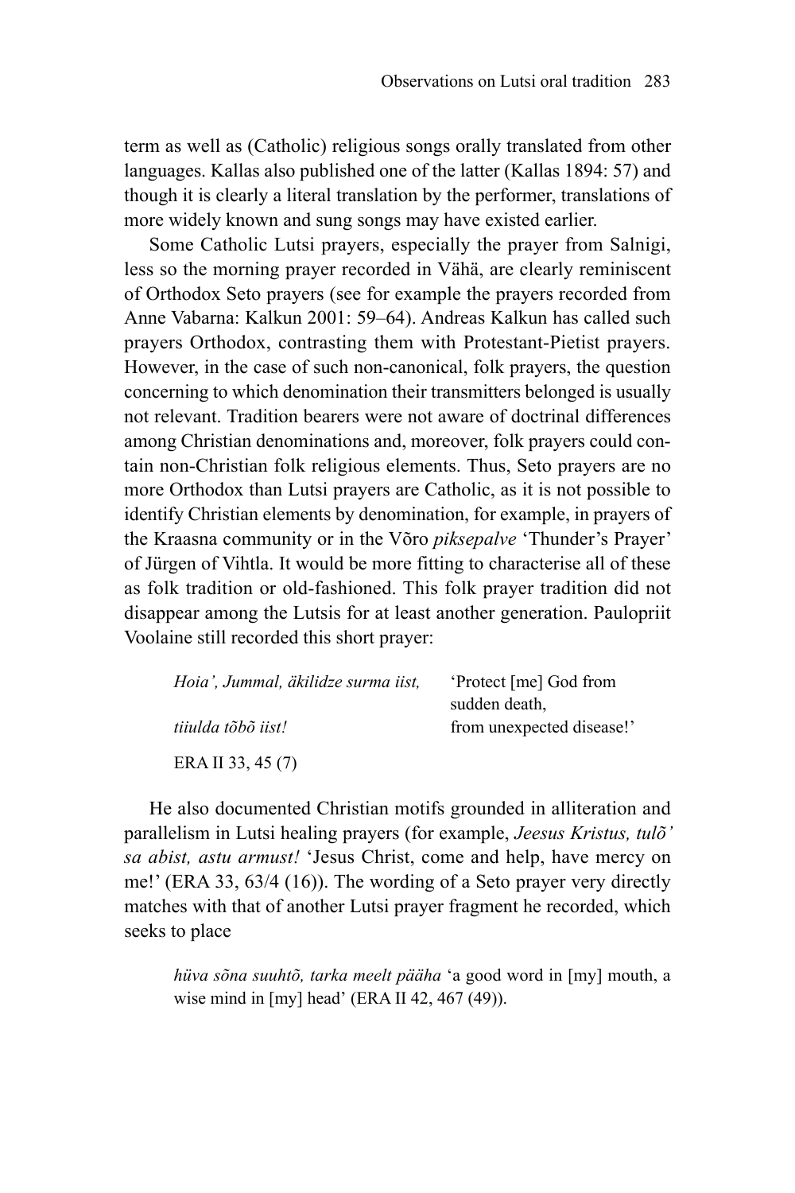term as well as (Catholic) religious songs orally translated from other languages. Kallas also published one of the latter (Kallas 1894: 57) and though it is clearly a literal translation by the performer, translations of more widely known and sung songs may have existed earlier.

Some Catholic Lutsi prayers, especially the prayer from Salnigi, less so the morning prayer recorded in Vähä, are clearly reminiscent of Orthodox Seto prayers (see for example the prayers recorded from Anne Vabarna: Kalkun 2001: 59–64). Andreas Kalkun has called such prayers Orthodox, contrasting them with Protestant-Pietist prayers. However, in the case of such non-canonical, folk prayers, the question concerning to which denomination their transmitters belonged is usually not relevant. Tradition bearers were not aware of doctrinal differences among Christian denominations and, moreover, folk prayers could contain non-Christian folk religious elements. Thus, Seto prayers are no more Orthodox than Lutsi prayers are Catholic, as it is not possible to identify Christian elements by denomination, for example, in prayers of the Kraasna community or in the Võro *piksepalve* 'Thunder's Prayer' of Jürgen of Vihtla. It would be more fitting to characterise all of these as folk tradition or old-fashioned. This folk prayer tradition did not disappear among the Lutsis for at least another generation. Paulopriit Voolaine still recorded this short prayer:

| | |
|---|---|
| *Hoia', Jummal, äkilidze surma iist,* | 'Protect [me] God from sudden death, |
| *tiiulda tõbõ iist!* | from unexpected disease!' |

ERA II 33, 45 (7)

He also documented Christian motifs grounded in alliteration and parallelism in Lutsi healing prayers (for example, *Jeesus Kristus, tulõ' sa abist, astu armust!* 'Jesus Christ, come and help, have mercy on me!' (ERA 33, 63/4 (16)). The wording of a Seto prayer very directly matches with that of another Lutsi prayer fragment he recorded, which seeks to place

> *hüva sõna suuhtõ, tarka meelt pääha* 'a good word in [my] mouth, a wise mind in [my] head' (ERA II 42, 467 (49)).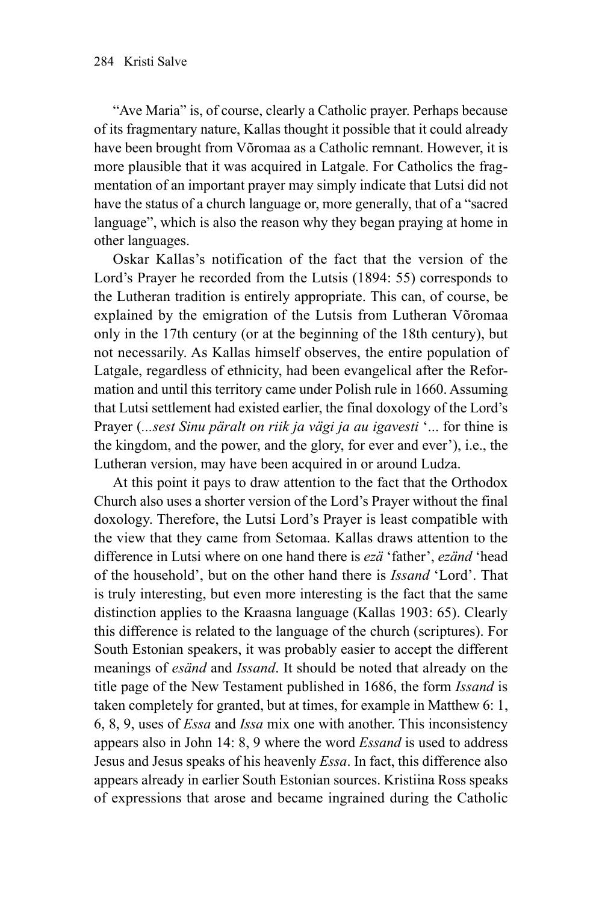"Ave Maria" is, of course, clearly a Catholic prayer. Perhaps because of its fragmentary nature, Kallas thought it possible that it could already have been brought from Võromaa as a Catholic remnant. However, it is more plausible that it was acquired in Latgale. For Catholics the fragmentation of an important prayer may simply indicate that Lutsi did not have the status of a church language or, more generally, that of a "sacred language", which is also the reason why they began praying at home in other languages.

Oskar Kallas's notification of the fact that the version of the Lord's Prayer he recorded from the Lutsis (1894: 55) corresponds to the Lutheran tradition is entirely appropriate. This can, of course, be explained by the emigration of the Lutsis from Lutheran Võromaa only in the 17th century (or at the beginning of the 18th century), but not necessarily. As Kallas himself observes, the entire population of Latgale, regardless of ethnicity, had been evangelical after the Reformation and until this territory came under Polish rule in 1660. Assuming that Lutsi settlement had existed earlier, the final doxology of the Lord's Prayer (*...sest Sinu päralt on riik ja vägi ja au igavesti* '... for thine is the kingdom, and the power, and the glory, for ever and ever'), i.e., the Lutheran version, may have been acquired in or around Ludza.

At this point it pays to draw attention to the fact that the Orthodox Church also uses a shorter version of the Lord's Prayer without the final doxology. Therefore, the Lutsi Lord's Prayer is least compatible with the view that they came from Setomaa. Kallas draws attention to the difference in Lutsi where on one hand there is *ezä* 'father', *ezänd* 'head of the household', but on the other hand there is *Issand* 'Lord'. That is truly interesting, but even more interesting is the fact that the same distinction applies to the Kraasna language (Kallas 1903: 65). Clearly this difference is related to the language of the church (scriptures). For South Estonian speakers, it was probably easier to accept the different meanings of *esänd* and *Issand*. It should be noted that already on the title page of the New Testament published in 1686, the form *Issand* is taken completely for granted, but at times, for example in Matthew 6: 1, 6, 8, 9, uses of *Essa* and *Issa* mix one with another. This inconsistency appears also in John 14: 8, 9 where the word *Essand* is used to address Jesus and Jesus speaks of his heavenly *Essa*. In fact, this difference also appears already in earlier South Estonian sources. Kristiina Ross speaks of expressions that arose and became ingrained during the Catholic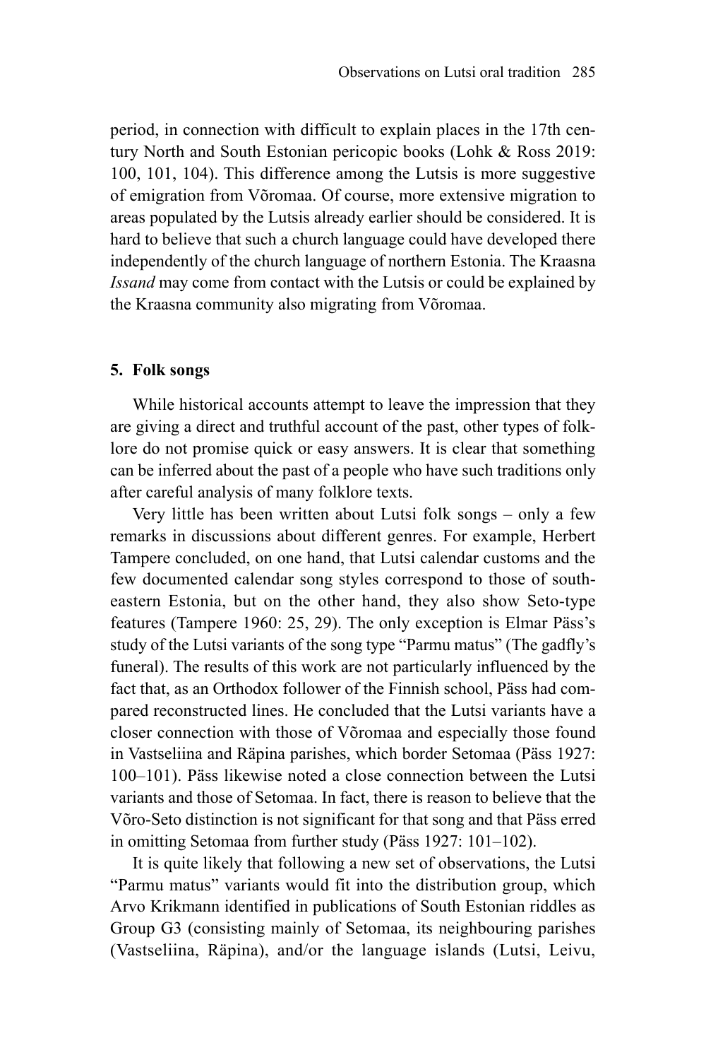period, in connection with difficult to explain places in the 17th century North and South Estonian pericopic books (Lohk & Ross 2019: 100, 101, 104). This difference among the Lutsis is more suggestive of emigration from Võromaa. Of course, more extensive migration to areas populated by the Lutsis already earlier should be considered. It is hard to believe that such a church language could have developed there independently of the church language of northern Estonia. The Kraasna *Issand* may come from contact with the Lutsis or could be explained by the Kraasna community also migrating from Võromaa.

## 5. Folk songs

While historical accounts attempt to leave the impression that they are giving a direct and truthful account of the past, other types of folklore do not promise quick or easy answers. It is clear that something can be inferred about the past of a people who have such traditions only after careful analysis of many folklore texts.

Very little has been written about Lutsi folk songs – only a few remarks in discussions about different genres. For example, Herbert Tampere concluded, on one hand, that Lutsi calendar customs and the few documented calendar song styles correspond to those of south-eastern Estonia, but on the other hand, they also show Seto-type features (Tampere 1960: 25, 29). The only exception is Elmar Päss's study of the Lutsi variants of the song type "Parmu matus" (The gadfly's funeral). The results of this work are not particularly influenced by the fact that, as an Orthodox follower of the Finnish school, Päss had compared reconstructed lines. He concluded that the Lutsi variants have a closer connection with those of Võromaa and especially those found in Vastseliina and Räpina parishes, which border Setomaa (Päss 1927: 100–101). Päss likewise noted a close connection between the Lutsi variants and those of Setomaa. In fact, there is reason to believe that the Võro-Seto distinction is not significant for that song and that Päss erred in omitting Setomaa from further study (Päss 1927: 101–102).

It is quite likely that following a new set of observations, the Lutsi "Parmu matus" variants would fit into the distribution group, which Arvo Krikmann identified in publications of South Estonian riddles as Group G3 (consisting mainly of Setomaa, its neighbouring parishes (Vastseliina, Räpina), and/or the language islands (Lutsi, Leivu,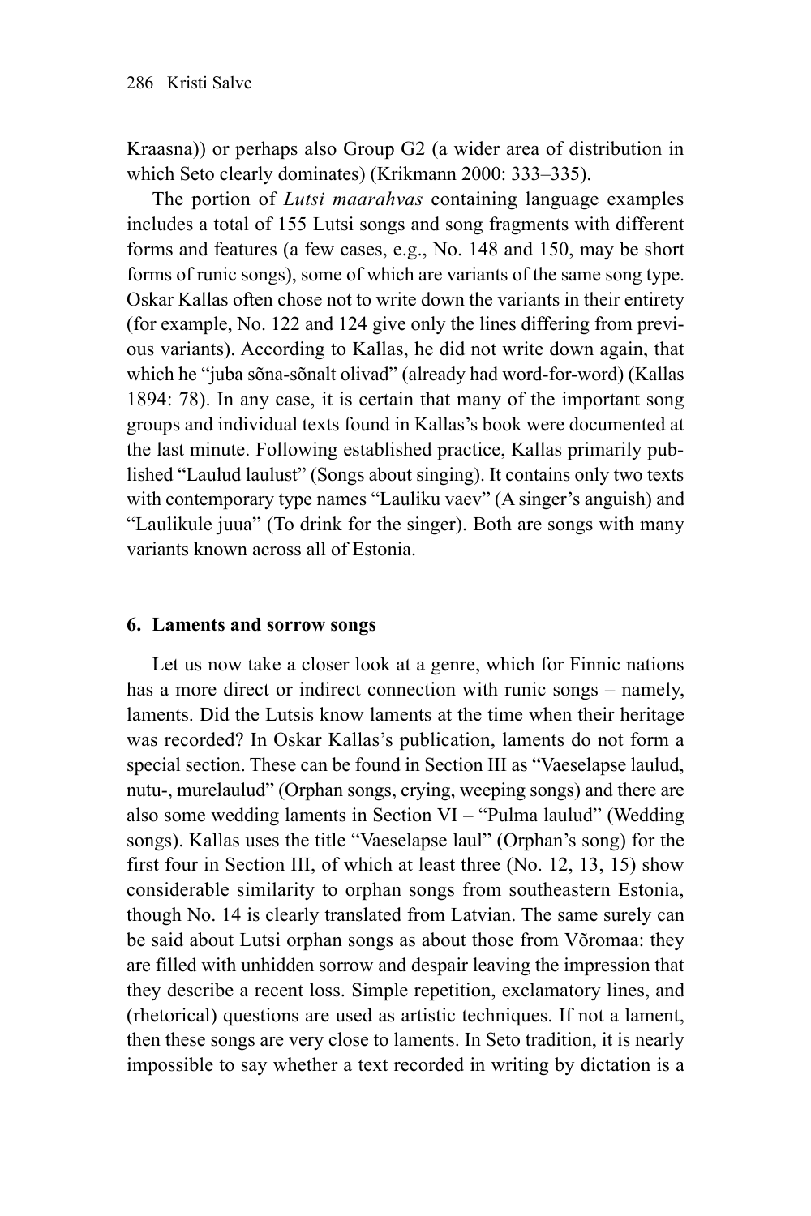Kraasna)) or perhaps also Group G2 (a wider area of distribution in which Seto clearly dominates) (Krikmann 2000: 333–335).

The portion of *Lutsi maarahvas* containing language examples includes a total of 155 Lutsi songs and song fragments with different forms and features (a few cases, e.g., No. 148 and 150, may be short forms of runic songs), some of which are variants of the same song type. Oskar Kallas often chose not to write down the variants in their entirety (for example, No. 122 and 124 give only the lines differing from previous variants). According to Kallas, he did not write down again, that which he "juba sõna-sõnalt olivad" (already had word-for-word) (Kallas 1894: 78). In any case, it is certain that many of the important song groups and individual texts found in Kallas's book were documented at the last minute. Following established practice, Kallas primarily published "Laulud laulust" (Songs about singing). It contains only two texts with contemporary type names "Lauliku vaev" (A singer's anguish) and "Laulikule juua" (To drink for the singer). Both are songs with many variants known across all of Estonia.

## 6. Laments and sorrow songs

Let us now take a closer look at a genre, which for Finnic nations has a more direct or indirect connection with runic songs – namely, laments. Did the Lutsis know laments at the time when their heritage was recorded? In Oskar Kallas's publication, laments do not form a special section. These can be found in Section III as "Vaeselapse laulud, nutu-, murelaulud" (Orphan songs, crying, weeping songs) and there are also some wedding laments in Section VI – "Pulma laulud" (Wedding songs). Kallas uses the title "Vaeselapse laul" (Orphan's song) for the first four in Section III, of which at least three (No. 12, 13, 15) show considerable similarity to orphan songs from southeastern Estonia, though No. 14 is clearly translated from Latvian. The same surely can be said about Lutsi orphan songs as about those from Võromaa: they are filled with unhidden sorrow and despair leaving the impression that they describe a recent loss. Simple repetition, exclamatory lines, and (rhetorical) questions are used as artistic techniques. If not a lament, then these songs are very close to laments. In Seto tradition, it is nearly impossible to say whether a text recorded in writing by dictation is a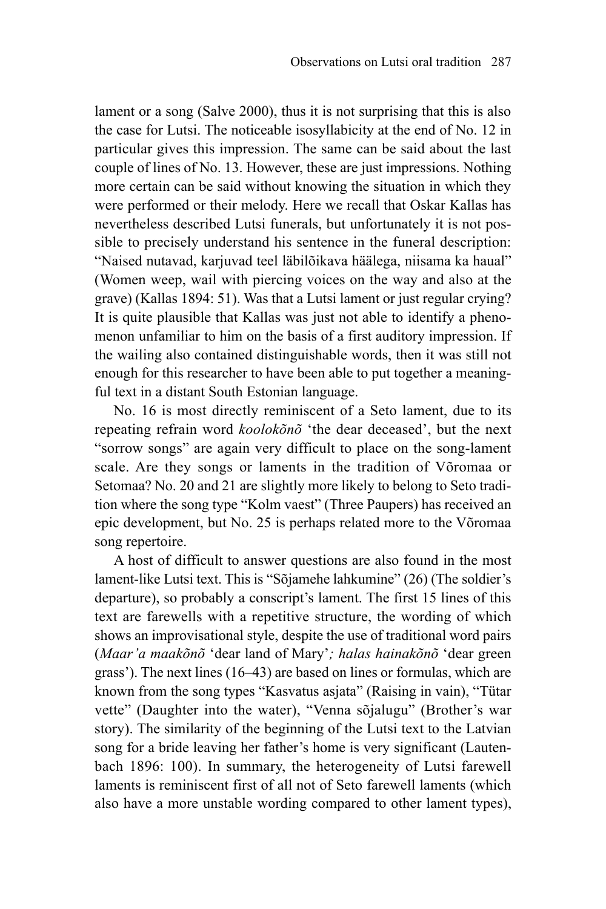lament or a song (Salve 2000), thus it is not surprising that this is also the case for Lutsi. The noticeable isosyllabicity at the end of No. 12 in particular gives this impression. The same can be said about the last couple of lines of No. 13. However, these are just impressions. Nothing more certain can be said without knowing the situation in which they were performed or their melody. Here we recall that Oskar Kallas has nevertheless described Lutsi funerals, but unfortunately it is not possible to precisely understand his sentence in the funeral description: "Naised nutavad, karjuvad teel läbilõikava häälega, niisama ka haual" (Women weep, wail with piercing voices on the way and also at the grave) (Kallas 1894: 51). Was that a Lutsi lament or just regular crying? It is quite plausible that Kallas was just not able to identify a phenomenon unfamiliar to him on the basis of a first auditory impression. If the wailing also contained distinguishable words, then it was still not enough for this researcher to have been able to put together a meaningful text in a distant South Estonian language.

No. 16 is most directly reminiscent of a Seto lament, due to its repeating refrain word *koolokõnõ* 'the dear deceased', but the next "sorrow songs" are again very difficult to place on the song-lament scale. Are they songs or laments in the tradition of Võromaa or Setomaa? No. 20 and 21 are slightly more likely to belong to Seto tradition where the song type "Kolm vaest" (Three Paupers) has received an epic development, but No. 25 is perhaps related more to the Võromaa song repertoire.

A host of difficult to answer questions are also found in the most lament-like Lutsi text. This is "Sõjamehe lahkumine" (26) (The soldier's departure), so probably a conscript's lament. The first 15 lines of this text are farewells with a repetitive structure, the wording of which shows an improvisational style, despite the use of traditional word pairs (*Maar'a maakõnõ* 'dear land of Mary'*; halas hainakõnõ* 'dear green grass'). The next lines (16–43) are based on lines or formulas, which are known from the song types "Kasvatus asjata" (Raising in vain), "Tütar vette" (Daughter into the water), "Venna sõjalugu" (Brother's war story). The similarity of the beginning of the Lutsi text to the Latvian song for a bride leaving her father's home is very significant (Lautenbach 1896: 100). In summary, the heterogeneity of Lutsi farewell laments is reminiscent first of all not of Seto farewell laments (which also have a more unstable wording compared to other lament types),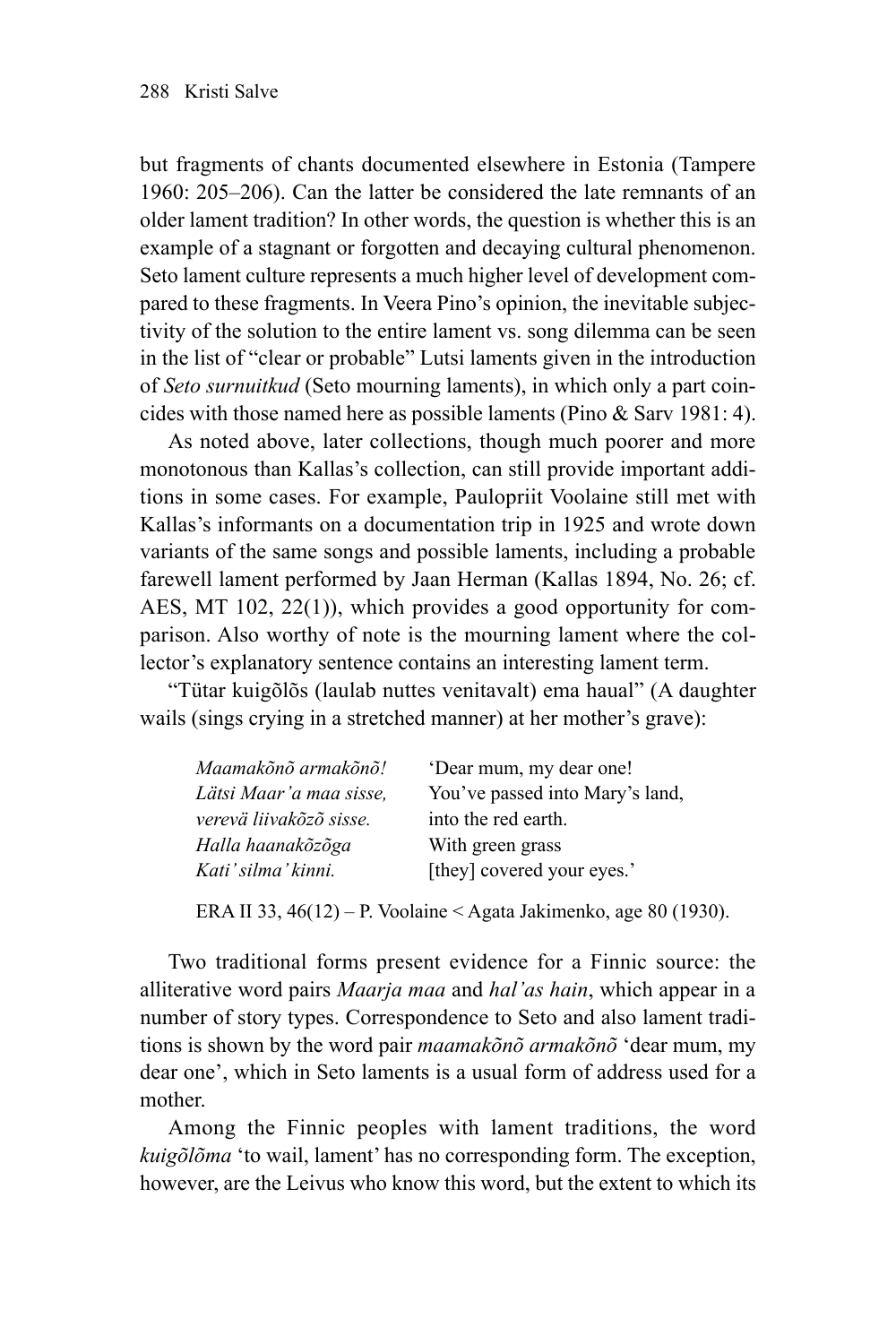but fragments of chants documented elsewhere in Estonia (Tampere 1960: 205–206). Can the latter be considered the late remnants of an older lament tradition? In other words, the question is whether this is an example of a stagnant or forgotten and decaying cultural phenomenon. Seto lament culture represents a much higher level of development compared to these fragments. In Veera Pino's opinion, the inevitable subjectivity of the solution to the entire lament vs. song dilemma can be seen in the list of "clear or probable" Lutsi laments given in the introduction of *Seto surnuitkud* (Seto mourning laments), in which only a part coincides with those named here as possible laments (Pino & Sarv 1981: 4).

As noted above, later collections, though much poorer and more monotonous than Kallas's collection, can still provide important additions in some cases. For example, Paulopriit Voolaine still met with Kallas's informants on a documentation trip in 1925 and wrote down variants of the same songs and possible laments, including a probable farewell lament performed by Jaan Herman (Kallas 1894, No. 26; cf. AES, MT 102, 22(1)), which provides a good opportunity for comparison. Also worthy of note is the mourning lament where the collector's explanatory sentence contains an interesting lament term.

"Tütar kuigõlõs (laulab nuttes venitavalt) ema haual" (A daughter wails (sings crying in a stretched manner) at her mother's grave):

| | |
|---|---|
| *Maamakõnõ armakõnõ!* | 'Dear mum, my dear one! |
| *Lätsi Maar'a maa sisse,* | You've passed into Mary's land, |
| *verevä liivakõzõ sisse.* | into the red earth. |
| *Halla haanakõzõga* | With green grass |
| *Kati' silma' kinni.* | [they] covered your eyes.' |

ERA II 33, 46(12) – P. Voolaine < Agata Jakimenko, age 80 (1930).

Two traditional forms present evidence for a Finnic source: the alliterative word pairs *Maarja maa* and *hal'as hain*, which appear in a number of story types. Correspondence to Seto and also lament traditions is shown by the word pair *maamakõnõ armakõnõ* 'dear mum, my dear one', which in Seto laments is a usual form of address used for a mother.

Among the Finnic peoples with lament traditions, the word *kuigõlõma* 'to wail, lament' has no corresponding form. The exception, however, are the Leivus who know this word, but the extent to which its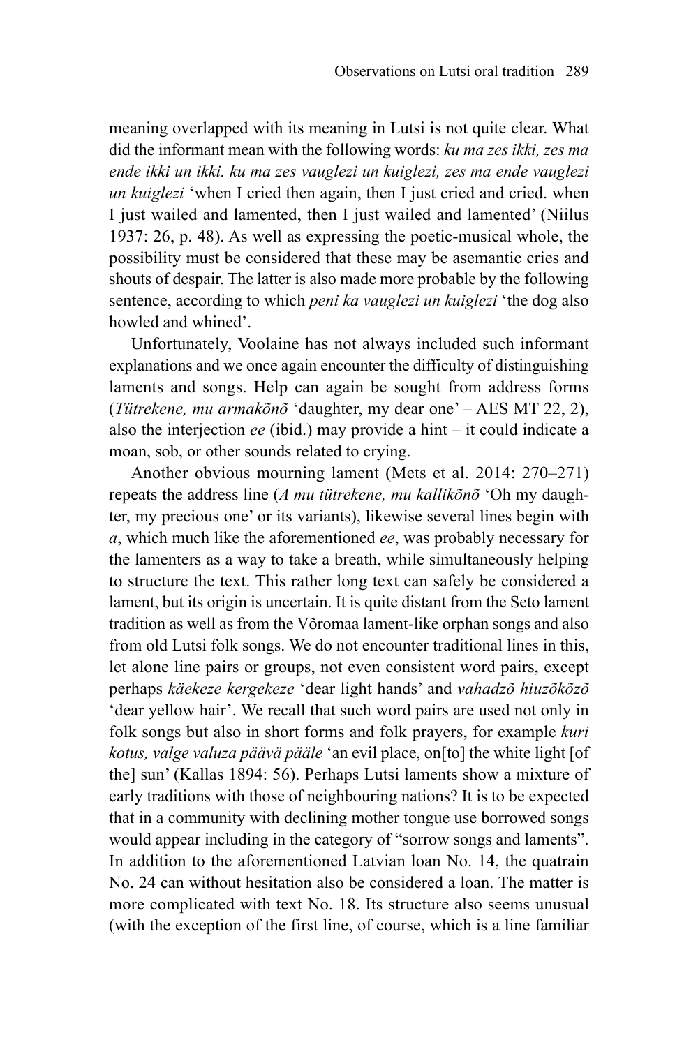meaning overlapped with its meaning in Lutsi is not quite clear. What did the informant mean with the following words: *ku ma zes ikki, zes ma ende ikki un ikki. ku ma zes vauglezi un kuiglezi, zes ma ende vauglezi un kuiglezi* 'when I cried then again, then I just cried and cried. when I just wailed and lamented, then I just wailed and lamented' (Niilus 1937: 26, p. 48). As well as expressing the poetic-musical whole, the possibility must be considered that these may be asemantic cries and shouts of despair. The latter is also made more probable by the following sentence, according to which *peni ka vauglezi un kuiglezi* 'the dog also howled and whined'.

Unfortunately, Voolaine has not always included such informant explanations and we once again encounter the difficulty of distinguishing laments and songs. Help can again be sought from address forms (*Tütrekene, mu armakõnõ* 'daughter, my dear one' – AES MT 22, 2), also the interjection *ee* (ibid.) may provide a hint – it could indicate a moan, sob, or other sounds related to crying.

Another obvious mourning lament (Mets et al. 2014: 270–271) repeats the address line (*A mu tütrekene, mu kallikõnõ* 'Oh my daughter, my precious one' or its variants), likewise several lines begin with *a*, which much like the aforementioned *ee*, was probably necessary for the lamenters as a way to take a breath, while simultaneously helping to structure the text. This rather long text can safely be considered a lament, but its origin is uncertain. It is quite distant from the Seto lament tradition as well as from the Võromaa lament-like orphan songs and also from old Lutsi folk songs. We do not encounter traditional lines in this, let alone line pairs or groups, not even consistent word pairs, except perhaps *käekeze kergekeze* 'dear light hands' and *vahadzõ hiuzõkõzõ* 'dear yellow hair'. We recall that such word pairs are used not only in folk songs but also in short forms and folk prayers, for example *kuri kotus, valge valuza päävä pääle* 'an evil place, on[to] the white light [of the] sun' (Kallas 1894: 56). Perhaps Lutsi laments show a mixture of early traditions with those of neighbouring nations? It is to be expected that in a community with declining mother tongue use borrowed songs would appear including in the category of "sorrow songs and laments". In addition to the aforementioned Latvian loan No. 14, the quatrain No. 24 can without hesitation also be considered a loan. The matter is more complicated with text No. 18. Its structure also seems unusual (with the exception of the first line, of course, which is a line familiar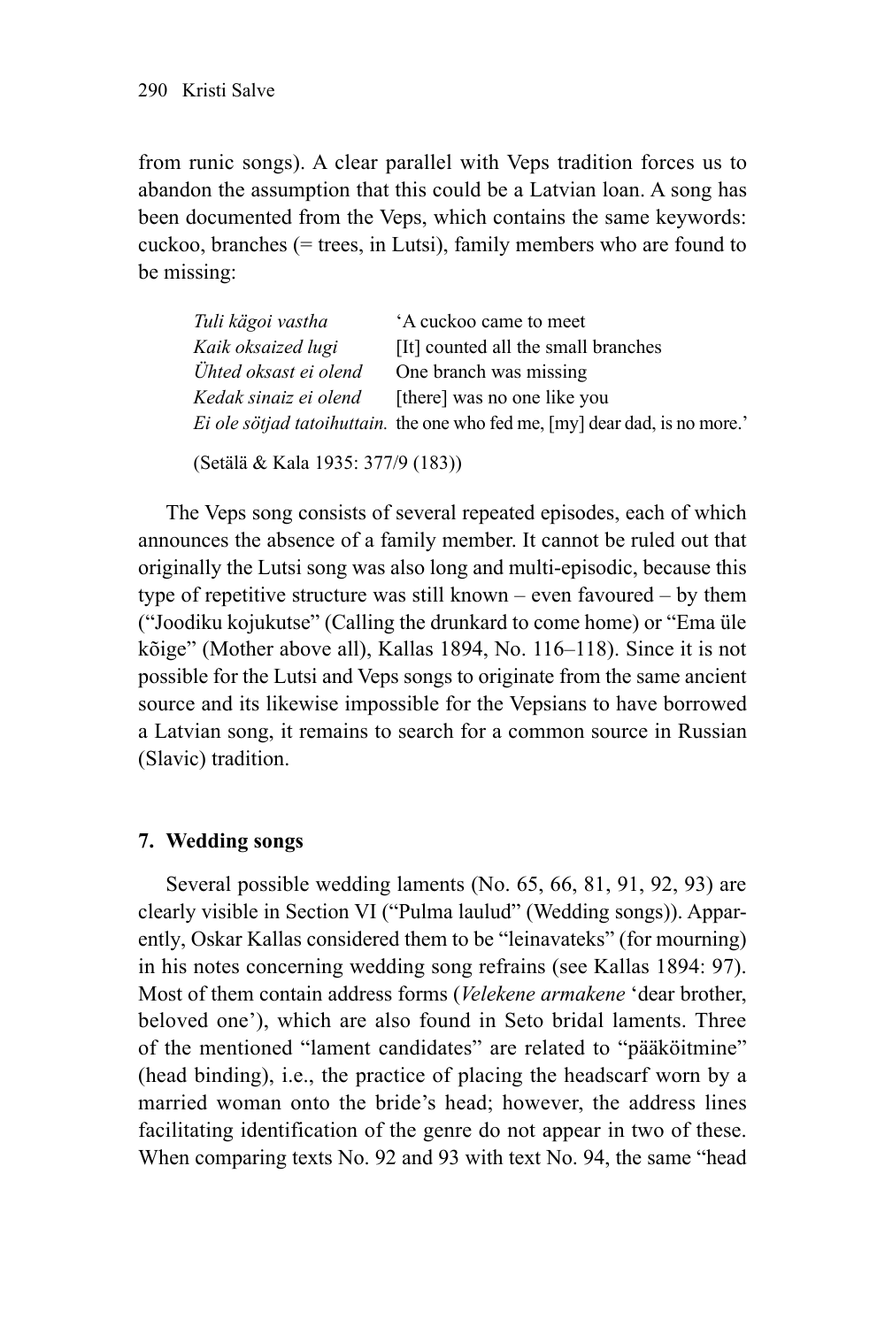from runic songs). A clear parallel with Veps tradition forces us to abandon the assumption that this could be a Latvian loan. A song has been documented from the Veps, which contains the same keywords: cuckoo, branches (= trees, in Lutsi), family members who are found to be missing:

| | |
|---|---|
| *Tuli kägoi vastha* | 'A cuckoo came to meet |
| *Kaik oksaized lugi* | [It] counted all the small branches |
| *Ühted oksast ei olend* | One branch was missing |
| *Kedak sinaiz ei olend* | [there] was no one like you |
| *Ei ole sötjad tatoihuttain.* | the one who fed me, [my] dear dad, is no more.' |

(Setälä & Kala 1935: 377/9 (183))

The Veps song consists of several repeated episodes, each of which announces the absence of a family member. It cannot be ruled out that originally the Lutsi song was also long and multi-episodic, because this type of repetitive structure was still known – even favoured – by them ("Joodiku kojukutse" (Calling the drunkard to come home) or "Ema üle kõige" (Mother above all), Kallas 1894, No. 116–118). Since it is not possible for the Lutsi and Veps songs to originate from the same ancient source and its likewise impossible for the Vepsians to have borrowed a Latvian song, it remains to search for a common source in Russian (Slavic) tradition.

## 7. Wedding songs

Several possible wedding laments (No. 65, 66, 81, 91, 92, 93) are clearly visible in Section VI ("Pulma laulud" (Wedding songs)). Apparently, Oskar Kallas considered them to be "leinavateks" (for mourning) in his notes concerning wedding song refrains (see Kallas 1894: 97). Most of them contain address forms (*Velekene armakene* 'dear brother, beloved one'), which are also found in Seto bridal laments. Three of the mentioned "lament candidates" are related to "pääköitmine" (head binding), i.e., the practice of placing the headscarf worn by a married woman onto the bride's head; however, the address lines facilitating identification of the genre do not appear in two of these. When comparing texts No. 92 and 93 with text No. 94, the same "head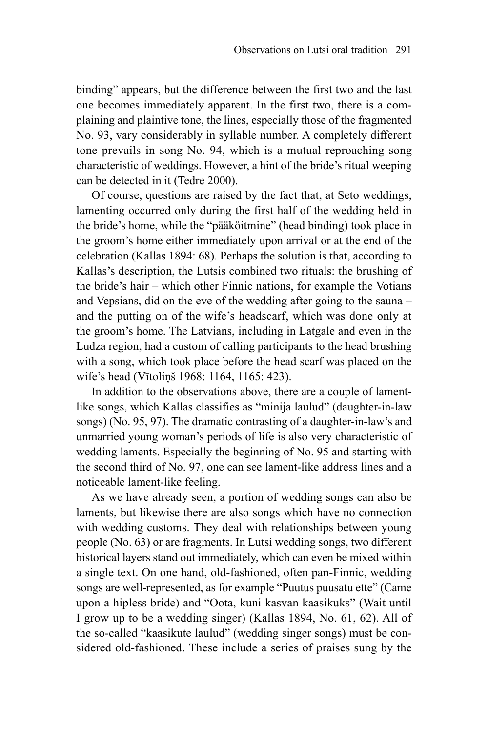binding" appears, but the difference between the first two and the last one becomes immediately apparent. In the first two, there is a complaining and plaintive tone, the lines, especially those of the fragmented No. 93, vary considerably in syllable number. A completely different tone prevails in song No. 94, which is a mutual reproaching song characteristic of weddings. However, a hint of the bride's ritual weeping can be detected in it (Tedre 2000).

Of course, questions are raised by the fact that, at Seto weddings, lamenting occurred only during the first half of the wedding held in the bride's home, while the "pääköitmine" (head binding) took place in the groom's home either immediately upon arrival or at the end of the celebration (Kallas 1894: 68). Perhaps the solution is that, according to Kallas's description, the Lutsis combined two rituals: the brushing of the bride's hair – which other Finnic nations, for example the Votians and Vepsians, did on the eve of the wedding after going to the sauna – and the putting on of the wife's headscarf, which was done only at the groom's home. The Latvians, including in Latgale and even in the Ludza region, had a custom of calling participants to the head brushing with a song, which took place before the head scarf was placed on the wife's head (Vītoliņš 1968: 1164, 1165: 423).

In addition to the observations above, there are a couple of lament-like songs, which Kallas classifies as "minija laulud" (daughter-in-law songs) (No. 95, 97). The dramatic contrasting of a daughter-in-law's and unmarried young woman's periods of life is also very characteristic of wedding laments. Especially the beginning of No. 95 and starting with the second third of No. 97, one can see lament-like address lines and a noticeable lament-like feeling.

As we have already seen, a portion of wedding songs can also be laments, but likewise there are also songs which have no connection with wedding customs. They deal with relationships between young people (No. 63) or are fragments. In Lutsi wedding songs, two different historical layers stand out immediately, which can even be mixed within a single text. On one hand, old-fashioned, often pan-Finnic, wedding songs are well-represented, as for example "Puutus puusatu ette" (Came upon a hipless bride) and "Oota, kuni kasvan kaasikuks" (Wait until I grow up to be a wedding singer) (Kallas 1894, No. 61, 62). All of the so-called "kaasikute laulud" (wedding singer songs) must be considered old-fashioned. These include a series of praises sung by the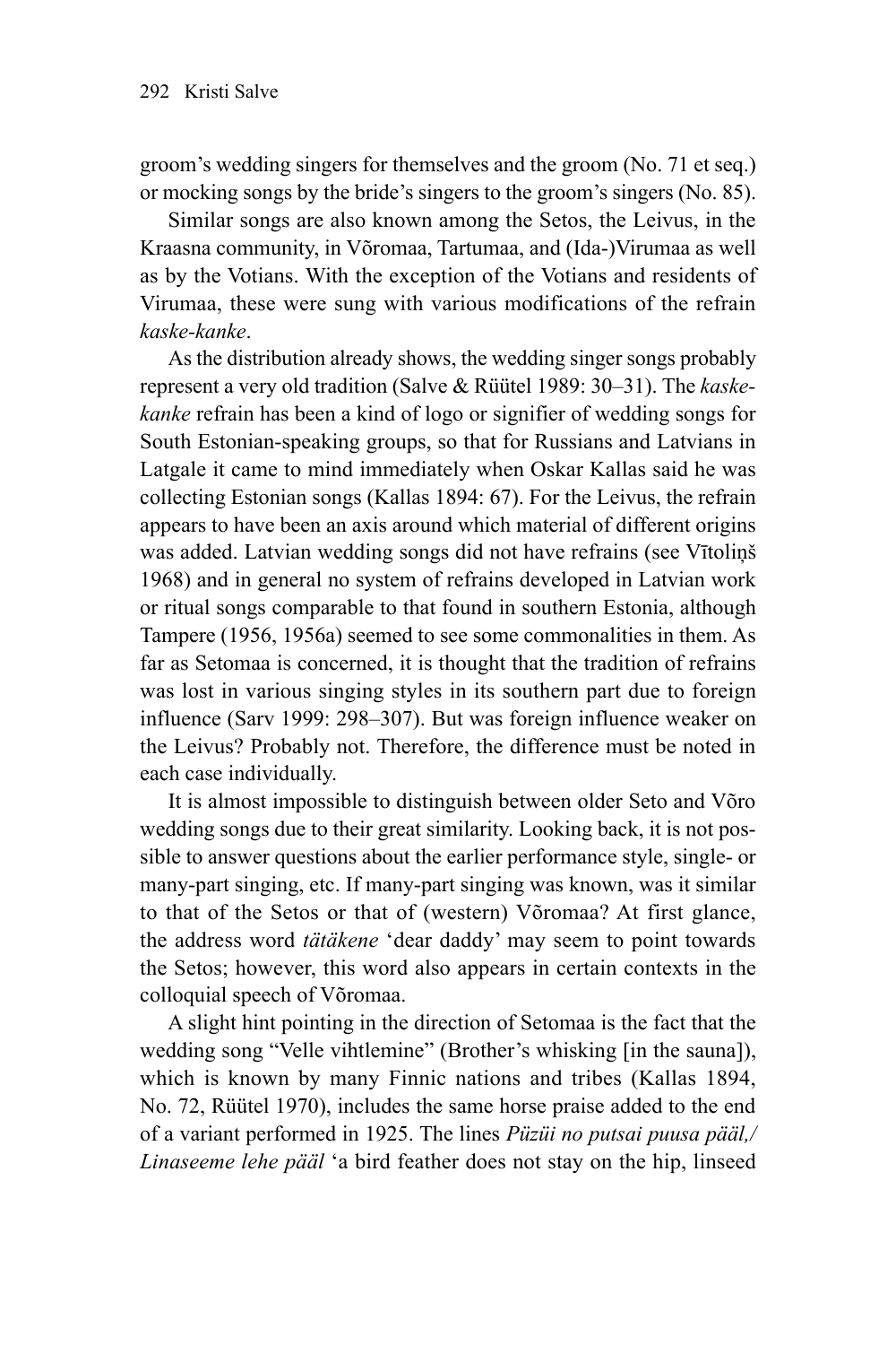groom's wedding singers for themselves and the groom (No. 71 et seq.) or mocking songs by the bride's singers to the groom's singers (No. 85).

Similar songs are also known among the Setos, the Leivus, in the Kraasna community, in Võromaa, Tartumaa, and (Ida-)Virumaa as well as by the Votians. With the exception of the Votians and residents of Virumaa, these were sung with various modifications of the refrain *kaske-kanke*.

As the distribution already shows, the wedding singer songs probably represent a very old tradition (Salve & Rüütel 1989: 30–31). The *kaske-kanke* refrain has been a kind of logo or signifier of wedding songs for South Estonian-speaking groups, so that for Russians and Latvians in Latgale it came to mind immediately when Oskar Kallas said he was collecting Estonian songs (Kallas 1894: 67). For the Leivus, the refrain appears to have been an axis around which material of different origins was added. Latvian wedding songs did not have refrains (see Vītoliņš 1968) and in general no system of refrains developed in Latvian work or ritual songs comparable to that found in southern Estonia, although Tampere (1956, 1956a) seemed to see some commonalities in them. As far as Setomaa is concerned, it is thought that the tradition of refrains was lost in various singing styles in its southern part due to foreign influence (Sarv 1999: 298–307). But was foreign influence weaker on the Leivus? Probably not. Therefore, the difference must be noted in each case individually.

It is almost impossible to distinguish between older Seto and Võro wedding songs due to their great similarity. Looking back, it is not possible to answer questions about the earlier performance style, single- or many-part singing, etc. If many-part singing was known, was it similar to that of the Setos or that of (western) Võromaa? At first glance, the address word *tätäkene* 'dear daddy' may seem to point towards the Setos; however, this word also appears in certain contexts in the colloquial speech of Võromaa.

A slight hint pointing in the direction of Setomaa is the fact that the wedding song "Velle vihtlemine" (Brother's whisking [in the sauna]), which is known by many Finnic nations and tribes (Kallas 1894, No. 72, Rüütel 1970), includes the same horse praise added to the end of a variant performed in 1925. The lines *Püzüi no putsai puusa pääl,/ Linaseeme lehe pääl* 'a bird feather does not stay on the hip, linseed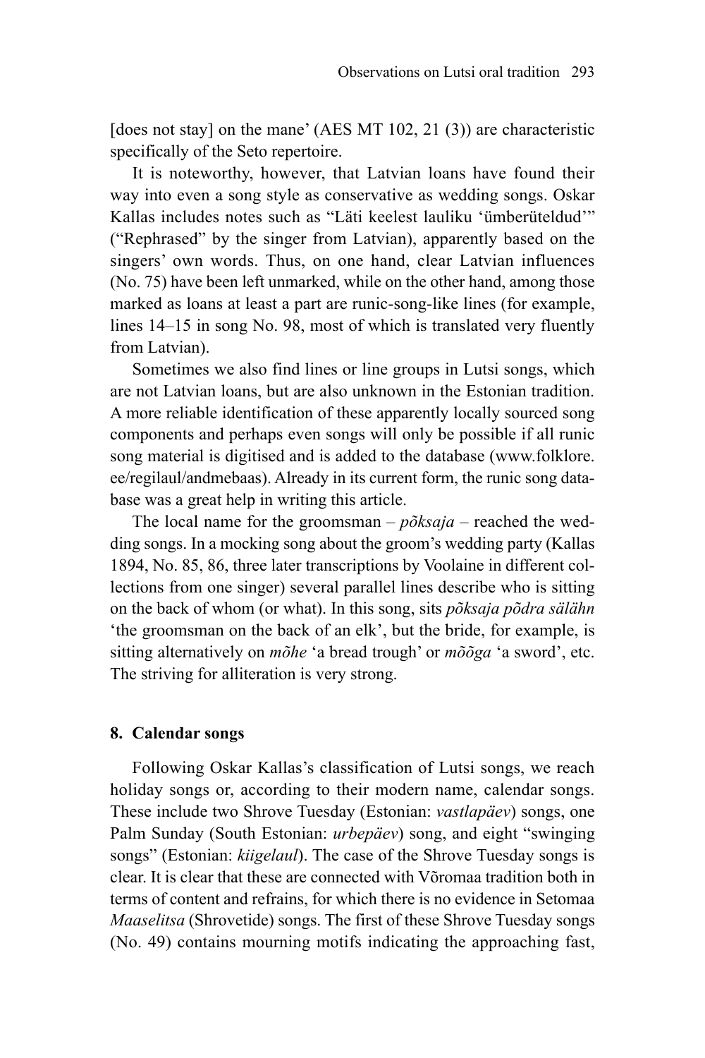[does not stay] on the mane' (AES MT 102, 21 (3)) are characteristic specifically of the Seto repertoire.

It is noteworthy, however, that Latvian loans have found their way into even a song style as conservative as wedding songs. Oskar Kallas includes notes such as "Läti keelest lauliku 'ümberüteldud'" ("Rephrased" by the singer from Latvian), apparently based on the singers' own words. Thus, on one hand, clear Latvian influences (No. 75) have been left unmarked, while on the other hand, among those marked as loans at least a part are runic-song-like lines (for example, lines 14–15 in song No. 98, most of which is translated very fluently from Latvian).

Sometimes we also find lines or line groups in Lutsi songs, which are not Latvian loans, but are also unknown in the Estonian tradition. A more reliable identification of these apparently locally sourced song components and perhaps even songs will only be possible if all runic song material is digitised and is added to the database (www.folklore.ee/regilaul/andmebaas). Already in its current form, the runic song database was a great help in writing this article.

The local name for the groomsman – *põksaja* – reached the wedding songs. In a mocking song about the groom's wedding party (Kallas 1894, No. 85, 86, three later transcriptions by Voolaine in different collections from one singer) several parallel lines describe who is sitting on the back of whom (or what). In this song, sits *põksaja põdra sälähn* 'the groomsman on the back of an elk', but the bride, for example, is sitting alternatively on *mõhe* 'a bread trough' or *mõõga* 'a sword', etc. The striving for alliteration is very strong.

## 8. Calendar songs

Following Oskar Kallas's classification of Lutsi songs, we reach holiday songs or, according to their modern name, calendar songs. These include two Shrove Tuesday (Estonian: *vastlapäev*) songs, one Palm Sunday (South Estonian: *urbepäev*) song, and eight "swinging songs" (Estonian: *kiigelaul*). The case of the Shrove Tuesday songs is clear. It is clear that these are connected with Võromaa tradition both in terms of content and refrains, for which there is no evidence in Setomaa *Maaselitsa* (Shrovetide) songs. The first of these Shrove Tuesday songs (No. 49) contains mourning motifs indicating the approaching fast,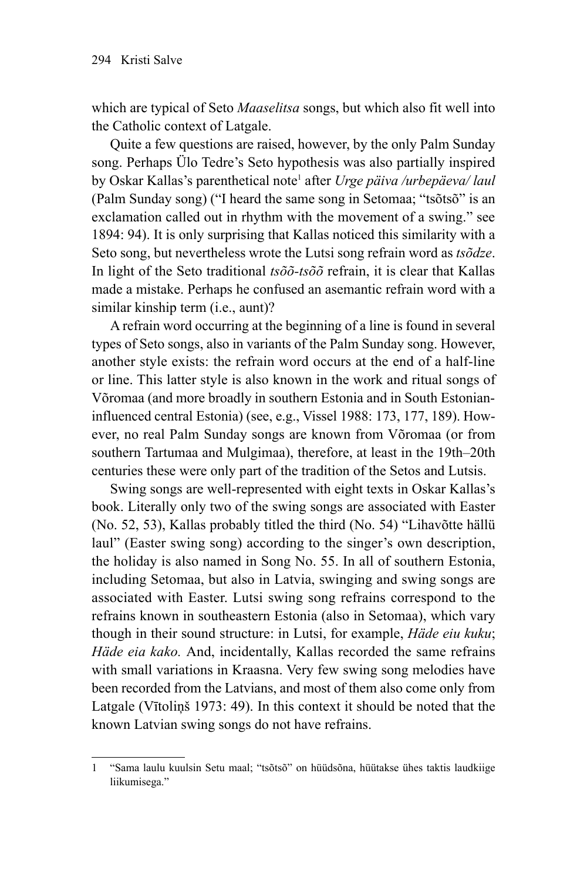which are typical of Seto *Maaselitsa* songs, but which also fit well into the Catholic context of Latgale.

Quite a few questions are raised, however, by the only Palm Sunday song. Perhaps Ülo Tedre's Seto hypothesis was also partially inspired by Oskar Kallas's parenthetical note[1] after *Urge päiva /urbepäeva/ laul* (Palm Sunday song) ("I heard the same song in Setomaa; "tsõtsõ" is an exclamation called out in rhythm with the movement of a swing." see 1894: 94). It is only surprising that Kallas noticed this similarity with a Seto song, but nevertheless wrote the Lutsi song refrain word as *tsõdze*. In light of the Seto traditional *tsõõ-tsõõ* refrain, it is clear that Kallas made a mistake. Perhaps he confused an asemantic refrain word with a similar kinship term (i.e., aunt)?

A refrain word occurring at the beginning of a line is found in several types of Seto songs, also in variants of the Palm Sunday song. However, another style exists: the refrain word occurs at the end of a half-line or line. This latter style is also known in the work and ritual songs of Võromaa (and more broadly in southern Estonia and in South Estonian-influenced central Estonia) (see, e.g., Vissel 1988: 173, 177, 189). However, no real Palm Sunday songs are known from Võromaa (or from southern Tartumaa and Mulgimaa), therefore, at least in the 19th–20th centuries these were only part of the tradition of the Setos and Lutsis.

Swing songs are well-represented with eight texts in Oskar Kallas's book. Literally only two of the swing songs are associated with Easter (No. 52, 53), Kallas probably titled the third (No. 54) "Lihavõtte hällü laul" (Easter swing song) according to the singer's own description, the holiday is also named in Song No. 55. In all of southern Estonia, including Setomaa, but also in Latvia, swinging and swing songs are associated with Easter. Lutsi swing song refrains correspond to the refrains known in southeastern Estonia (also in Setomaa), which vary though in their sound structure: in Lutsi, for example, *Häde eiu kuku*; *Häde eia kako.* And, incidentally, Kallas recorded the same refrains with small variations in Kraasna. Very few swing song melodies have been recorded from the Latvians, and most of them also come only from Latgale (Vītoliņš 1973: 49). In this context it should be noted that the known Latvian swing songs do not have refrains.

---

1 "Sama laulu kuulsin Setu maal; "tsõtsõ" on hüüdsõna, hüütakse ühes taktis laudkiige liikumisega."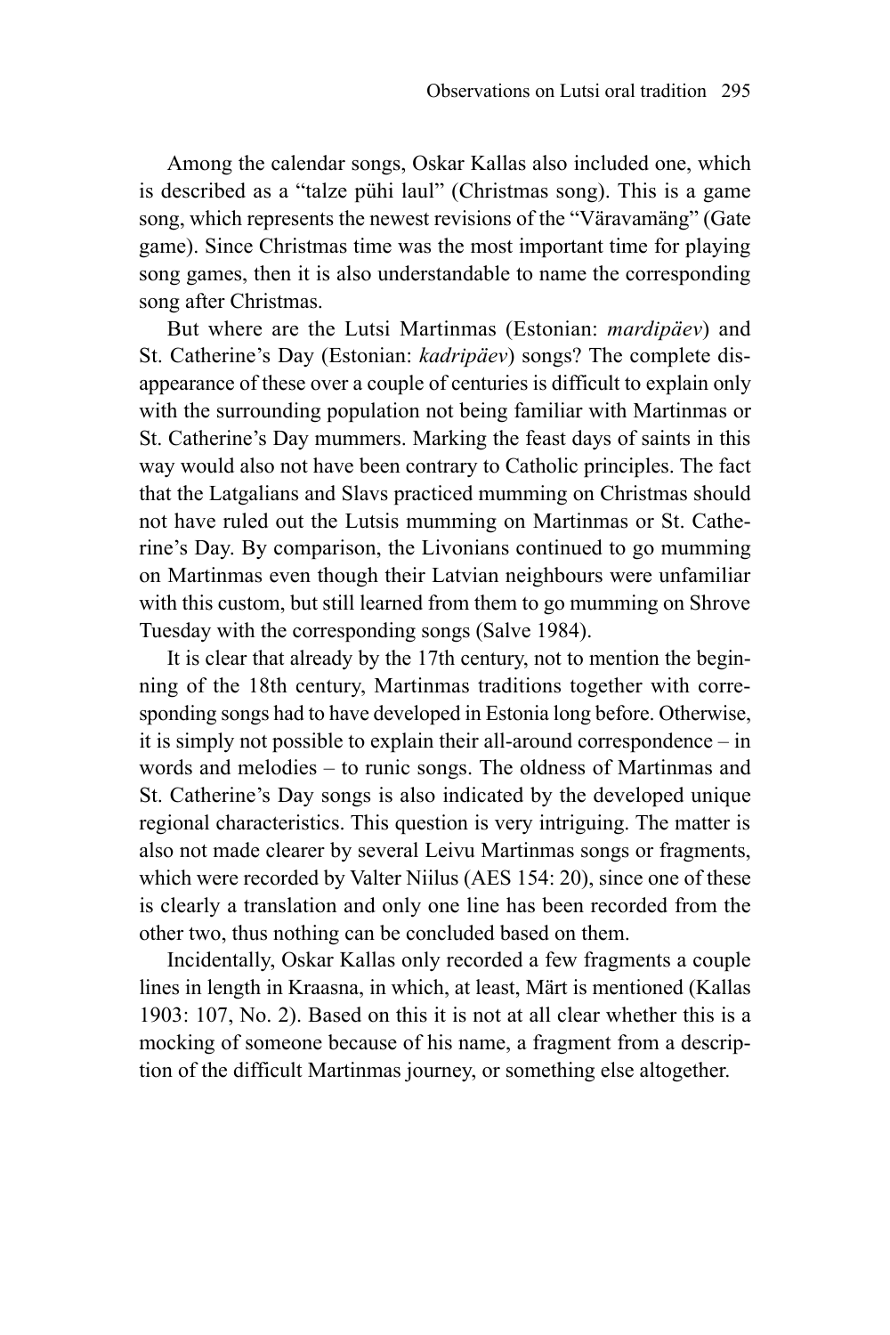Among the calendar songs, Oskar Kallas also included one, which is described as a "talze pühi laul" (Christmas song). This is a game song, which represents the newest revisions of the "Väravamäng" (Gate game). Since Christmas time was the most important time for playing song games, then it is also understandable to name the corresponding song after Christmas.

But where are the Lutsi Martinmas (Estonian: *mardipäev*) and St. Catherine's Day (Estonian: *kadripäev*) songs? The complete disappearance of these over a couple of centuries is difficult to explain only with the surrounding population not being familiar with Martinmas or St. Catherine's Day mummers. Marking the feast days of saints in this way would also not have been contrary to Catholic principles. The fact that the Latgalians and Slavs practiced mumming on Christmas should not have ruled out the Lutsis mumming on Martinmas or St. Catherine's Day. By comparison, the Livonians continued to go mumming on Martinmas even though their Latvian neighbours were unfamiliar with this custom, but still learned from them to go mumming on Shrove Tuesday with the corresponding songs (Salve 1984).

It is clear that already by the 17th century, not to mention the beginning of the 18th century, Martinmas traditions together with corresponding songs had to have developed in Estonia long before. Otherwise, it is simply not possible to explain their all-around correspondence – in words and melodies – to runic songs. The oldness of Martinmas and St. Catherine's Day songs is also indicated by the developed unique regional characteristics. This question is very intriguing. The matter is also not made clearer by several Leivu Martinmas songs or fragments, which were recorded by Valter Niilus (AES 154: 20), since one of these is clearly a translation and only one line has been recorded from the other two, thus nothing can be concluded based on them.

Incidentally, Oskar Kallas only recorded a few fragments a couple lines in length in Kraasna, in which, at least, Märt is mentioned (Kallas 1903: 107, No. 2). Based on this it is not at all clear whether this is a mocking of someone because of his name, a fragment from a description of the difficult Martinmas journey, or something else altogether.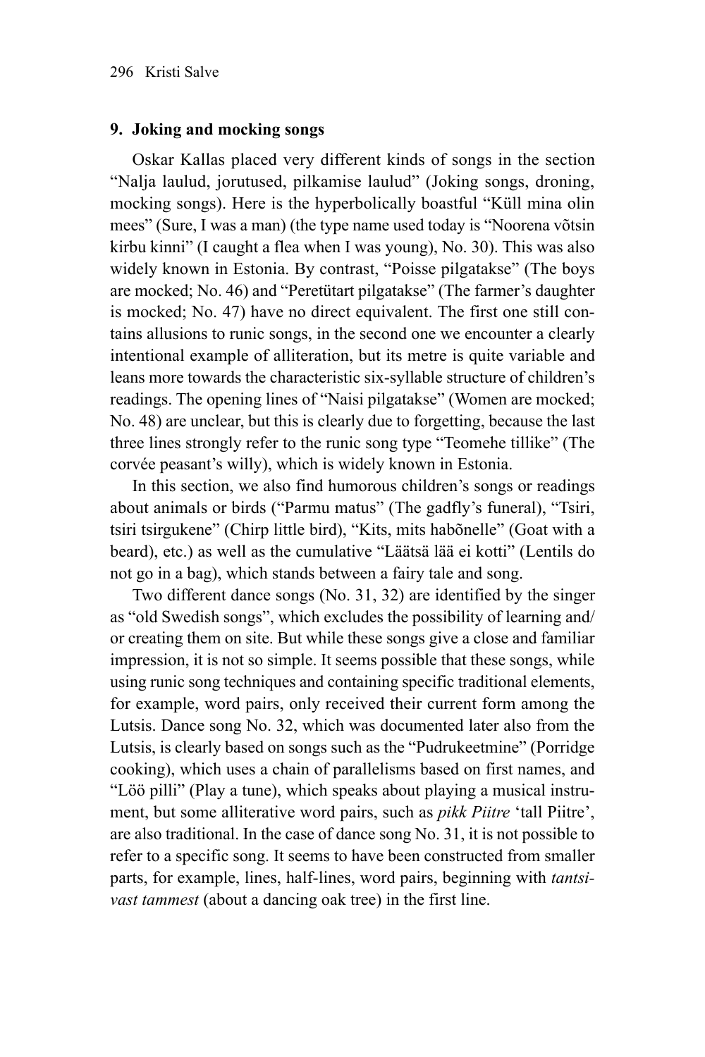## 9. Joking and mocking songs

Oskar Kallas placed very different kinds of songs in the section "Nalja laulud, jorutused, pilkamise laulud" (Joking songs, droning, mocking songs). Here is the hyperbolically boastful "Küll mina olin mees" (Sure, I was a man) (the type name used today is "Noorena võtsin kirbu kinni" (I caught a flea when I was young), No. 30). This was also widely known in Estonia. By contrast, "Poisse pilgatakse" (The boys are mocked; No. 46) and "Peretütart pilgatakse" (The farmer's daughter is mocked; No. 47) have no direct equivalent. The first one still contains allusions to runic songs, in the second one we encounter a clearly intentional example of alliteration, but its metre is quite variable and leans more towards the characteristic six-syllable structure of children's readings. The opening lines of "Naisi pilgatakse" (Women are mocked; No. 48) are unclear, but this is clearly due to forgetting, because the last three lines strongly refer to the runic song type "Teomehe tillike" (The corvée peasant's willy), which is widely known in Estonia.

In this section, we also find humorous children's songs or readings about animals or birds ("Parmu matus" (The gadfly's funeral), "Tsiri, tsiri tsirgukene" (Chirp little bird), "Kits, mits habõnelle" (Goat with a beard), etc.) as well as the cumulative "Läätsä lää ei kotti" (Lentils do not go in a bag), which stands between a fairy tale and song.

Two different dance songs (No. 31, 32) are identified by the singer as "old Swedish songs", which excludes the possibility of learning and/or creating them on site. But while these songs give a close and familiar impression, it is not so simple. It seems possible that these songs, while using runic song techniques and containing specific traditional elements, for example, word pairs, only received their current form among the Lutsis. Dance song No. 32, which was documented later also from the Lutsis, is clearly based on songs such as the "Pudrukeetmine" (Porridge cooking), which uses a chain of parallelisms based on first names, and "Löö pilli" (Play a tune), which speaks about playing a musical instrument, but some alliterative word pairs, such as *pikk Piitre* 'tall Piitre', are also traditional. In the case of dance song No. 31, it is not possible to refer to a specific song. It seems to have been constructed from smaller parts, for example, lines, half-lines, word pairs, beginning with *tantsivast tammest* (about a dancing oak tree) in the first line.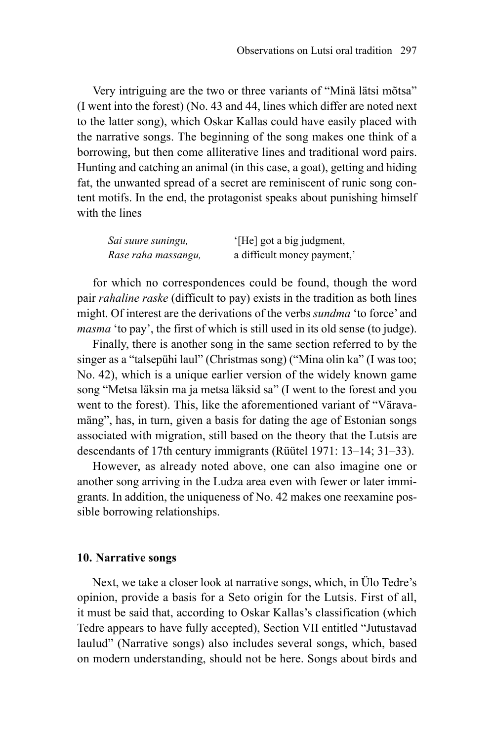Very intriguing are the two or three variants of "Minä lätsi mõtsa" (I went into the forest) (No. 43 and 44, lines which differ are noted next to the latter song), which Oskar Kallas could have easily placed with the narrative songs. The beginning of the song makes one think of a borrowing, but then come alliterative lines and traditional word pairs. Hunting and catching an animal (in this case, a goat), getting and hiding fat, the unwanted spread of a secret are reminiscent of runic song content motifs. In the end, the protagonist speaks about punishing himself with the lines

| | |
|---|---|
| *Sai suure suningu,* | '[He] got a big judgment, |
| *Rase raha massangu,* | a difficult money payment,' |

for which no correspondences could be found, though the word pair *rahaline raske* (difficult to pay) exists in the tradition as both lines might. Of interest are the derivations of the verbs *sundma* 'to force' and *masma* 'to pay', the first of which is still used in its old sense (to judge).

Finally, there is another song in the same section referred to by the singer as a "talsepühi laul" (Christmas song) ("Mina olin ka" (I was too; No. 42), which is a unique earlier version of the widely known game song "Metsa läksin ma ja metsa läksid sa" (I went to the forest and you went to the forest). This, like the aforementioned variant of "Värava-mäng", has, in turn, given a basis for dating the age of Estonian songs associated with migration, still based on the theory that the Lutsis are descendants of 17th century immigrants (Rüütel 1971: 13–14; 31–33).

However, as already noted above, one can also imagine one or another song arriving in the Ludza area even with fewer or later immigrants. In addition, the uniqueness of No. 42 makes one reexamine possible borrowing relationships.

## 10. Narrative songs

Next, we take a closer look at narrative songs, which, in Ülo Tedre's opinion, provide a basis for a Seto origin for the Lutsis. First of all, it must be said that, according to Oskar Kallas's classification (which Tedre appears to have fully accepted), Section VII entitled "Jutustavad laulud" (Narrative songs) also includes several songs, which, based on modern understanding, should not be here. Songs about birds and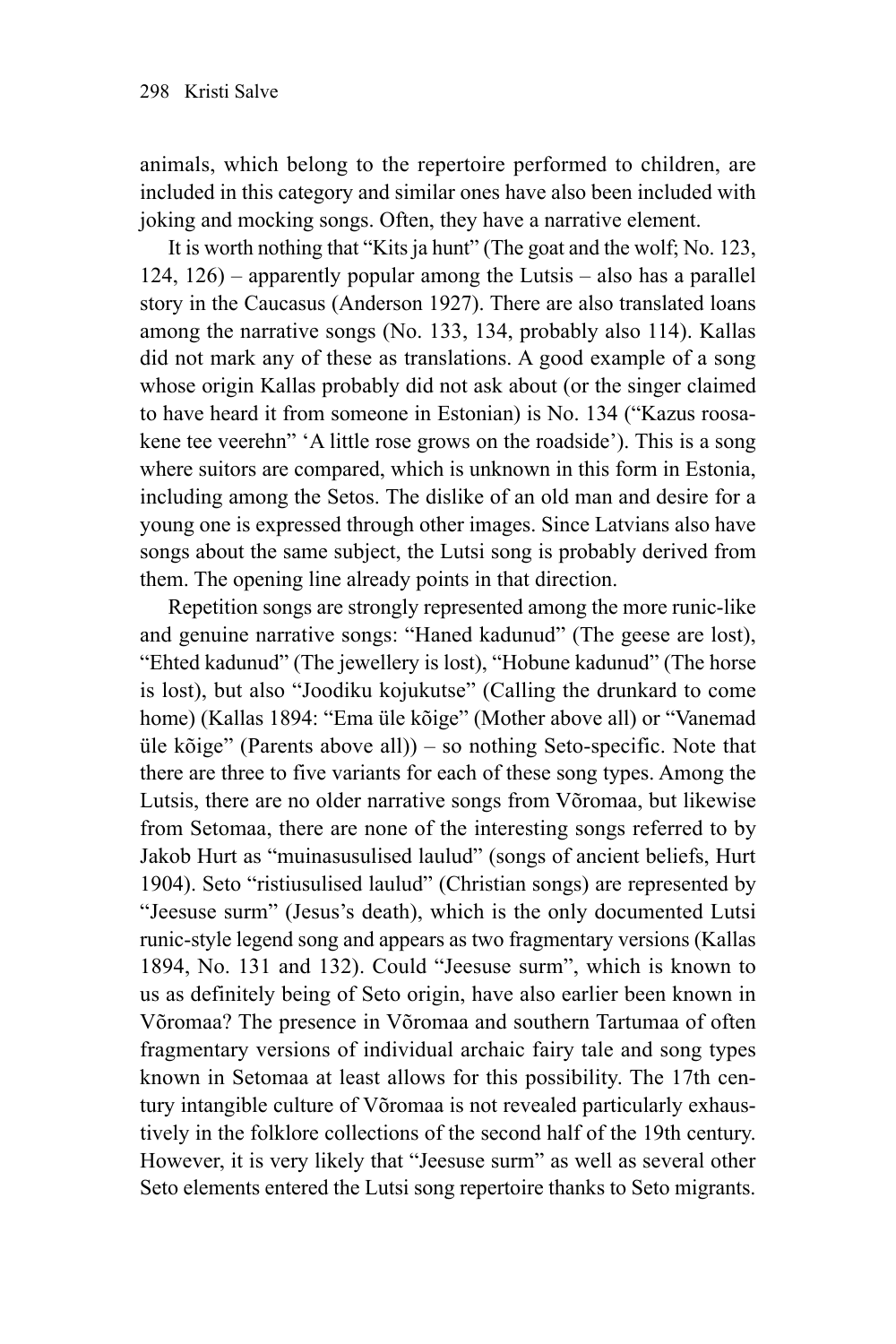animals, which belong to the repertoire performed to children, are included in this category and similar ones have also been included with joking and mocking songs. Often, they have a narrative element.

It is worth nothing that "Kits ja hunt" (The goat and the wolf; No. 123, 124, 126) – apparently popular among the Lutsis – also has a parallel story in the Caucasus (Anderson 1927). There are also translated loans among the narrative songs (No. 133, 134, probably also 114). Kallas did not mark any of these as translations. A good example of a song whose origin Kallas probably did not ask about (or the singer claimed to have heard it from someone in Estonian) is No. 134 ("Kazus roosakene tee veerehn" 'A little rose grows on the roadside'). This is a song where suitors are compared, which is unknown in this form in Estonia, including among the Setos. The dislike of an old man and desire for a young one is expressed through other images. Since Latvians also have songs about the same subject, the Lutsi song is probably derived from them. The opening line already points in that direction.

Repetition songs are strongly represented among the more runic-like and genuine narrative songs: "Haned kadunud" (The geese are lost), "Ehted kadunud" (The jewellery is lost), "Hobune kadunud" (The horse is lost), but also "Joodiku kojukutse" (Calling the drunkard to come home) (Kallas 1894: "Ema üle kõige" (Mother above all) or "Vanemad üle kõige" (Parents above all)) – so nothing Seto-specific. Note that there are three to five variants for each of these song types. Among the Lutsis, there are no older narrative songs from Võromaa, but likewise from Setomaa, there are none of the interesting songs referred to by Jakob Hurt as "muinasusulised laulud" (songs of ancient beliefs, Hurt 1904). Seto "ristiusulised laulud" (Christian songs) are represented by "Jeesuse surm" (Jesus's death), which is the only documented Lutsi runic-style legend song and appears as two fragmentary versions (Kallas 1894, No. 131 and 132). Could "Jeesuse surm", which is known to us as definitely being of Seto origin, have also earlier been known in Võromaa? The presence in Võromaa and southern Tartumaa of often fragmentary versions of individual archaic fairy tale and song types known in Setomaa at least allows for this possibility. The 17th century intangible culture of Võromaa is not revealed particularly exhaustively in the folklore collections of the second half of the 19th century. However, it is very likely that "Jeesuse surm" as well as several other Seto elements entered the Lutsi song repertoire thanks to Seto migrants.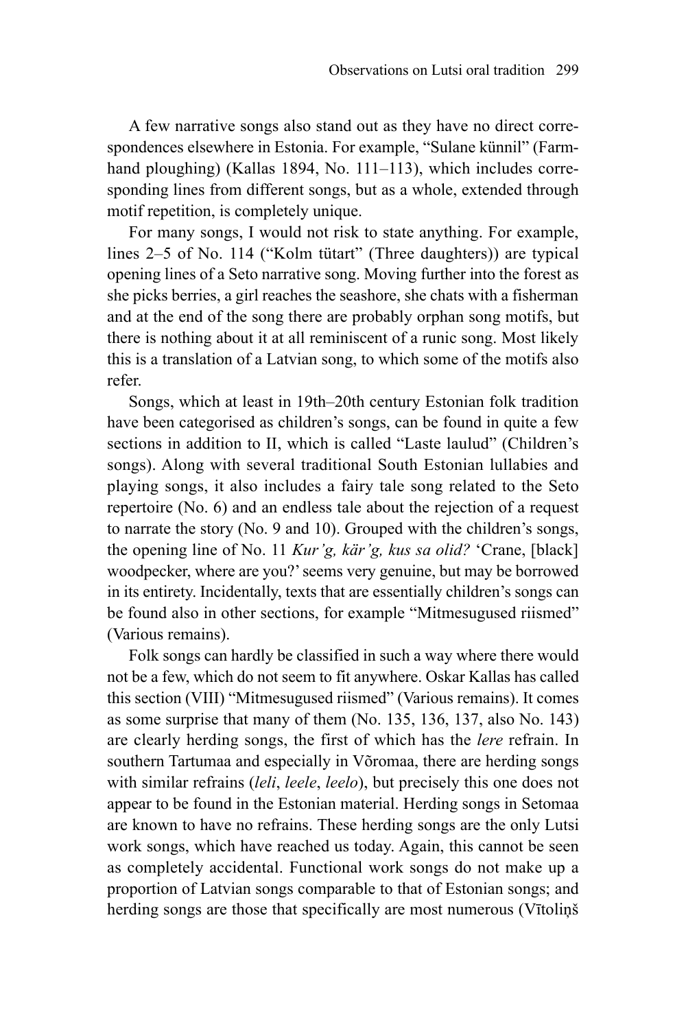A few narrative songs also stand out as they have no direct correspondences elsewhere in Estonia. For example, "Sulane künnil" (Farmhand ploughing) (Kallas 1894, No. 111–113), which includes corresponding lines from different songs, but as a whole, extended through motif repetition, is completely unique.

For many songs, I would not risk to state anything. For example, lines 2–5 of No. 114 ("Kolm tütart" (Three daughters)) are typical opening lines of a Seto narrative song. Moving further into the forest as she picks berries, a girl reaches the seashore, she chats with a fisherman and at the end of the song there are probably orphan song motifs, but there is nothing about it at all reminiscent of a runic song. Most likely this is a translation of a Latvian song, to which some of the motifs also refer.

Songs, which at least in 19th–20th century Estonian folk tradition have been categorised as children's songs, can be found in quite a few sections in addition to II, which is called "Laste laulud" (Children's songs). Along with several traditional South Estonian lullabies and playing songs, it also includes a fairy tale song related to the Seto repertoire (No. 6) and an endless tale about the rejection of a request to narrate the story (No. 9 and 10). Grouped with the children's songs, the opening line of No. 11 *Kur'g, kär'g, kus sa olid?* 'Crane, [black] woodpecker, where are you?' seems very genuine, but may be borrowed in its entirety. Incidentally, texts that are essentially children's songs can be found also in other sections, for example "Mitmesugused riismed" (Various remains).

Folk songs can hardly be classified in such a way where there would not be a few, which do not seem to fit anywhere. Oskar Kallas has called this section (VIII) "Mitmesugused riismed" (Various remains). It comes as some surprise that many of them (No. 135, 136, 137, also No. 143) are clearly herding songs, the first of which has the *lere* refrain. In southern Tartumaa and especially in Võromaa, there are herding songs with similar refrains (*leli*, *leele*, *leelo*), but precisely this one does not appear to be found in the Estonian material. Herding songs in Setomaa are known to have no refrains. These herding songs are the only Lutsi work songs, which have reached us today. Again, this cannot be seen as completely accidental. Functional work songs do not make up a proportion of Latvian songs comparable to that of Estonian songs; and herding songs are those that specifically are most numerous (Vītoliņš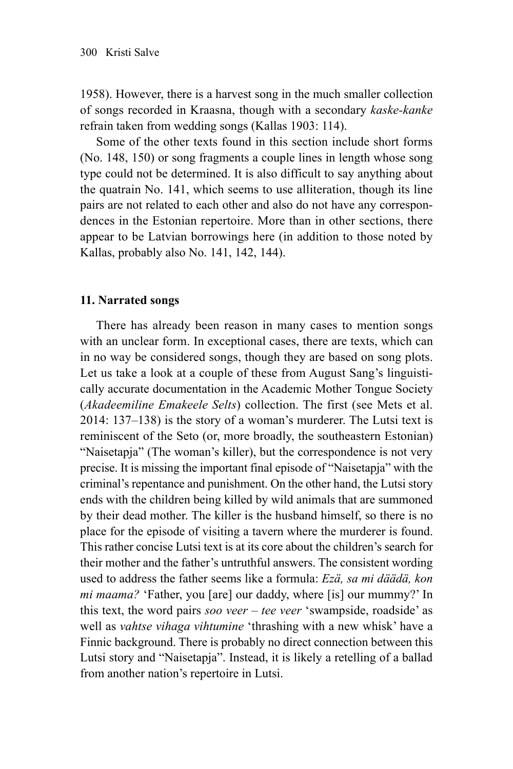1958). However, there is a harvest song in the much smaller collection of songs recorded in Kraasna, though with a secondary *kaske-kanke* refrain taken from wedding songs (Kallas 1903: 114).

Some of the other texts found in this section include short forms (No. 148, 150) or song fragments a couple lines in length whose song type could not be determined. It is also difficult to say anything about the quatrain No. 141, which seems to use alliteration, though its line pairs are not related to each other and also do not have any correspondences in the Estonian repertoire. More than in other sections, there appear to be Latvian borrowings here (in addition to those noted by Kallas, probably also No. 141, 142, 144).

## 11. Narrated songs

There has already been reason in many cases to mention songs with an unclear form. In exceptional cases, there are texts, which can in no way be considered songs, though they are based on song plots. Let us take a look at a couple of these from August Sang's linguistically accurate documentation in the Academic Mother Tongue Society (*Akadeemiline Emakeele Selts*) collection. The first (see Mets et al. 2014: 137–138) is the story of a woman's murderer. The Lutsi text is reminiscent of the Seto (or, more broadly, the southeastern Estonian) "Naisetapja" (The woman's killer), but the correspondence is not very precise. It is missing the important final episode of "Naisetapja" with the criminal's repentance and punishment. On the other hand, the Lutsi story ends with the children being killed by wild animals that are summoned by their dead mother. The killer is the husband himself, so there is no place for the episode of visiting a tavern where the murderer is found. This rather concise Lutsi text is at its core about the children's search for their mother and the father's untruthful answers. The consistent wording used to address the father seems like a formula: *Ezä, sa mi däädä, kon mi maama?* 'Father, you [are] our daddy, where [is] our mummy?' In this text, the word pairs *soo veer – tee veer* 'swampside, roadside' as well as *vahtse vihaga vihtumine* 'thrashing with a new whisk' have a Finnic background. There is probably no direct connection between this Lutsi story and "Naisetapja". Instead, it is likely a retelling of a ballad from another nation's repertoire in Lutsi.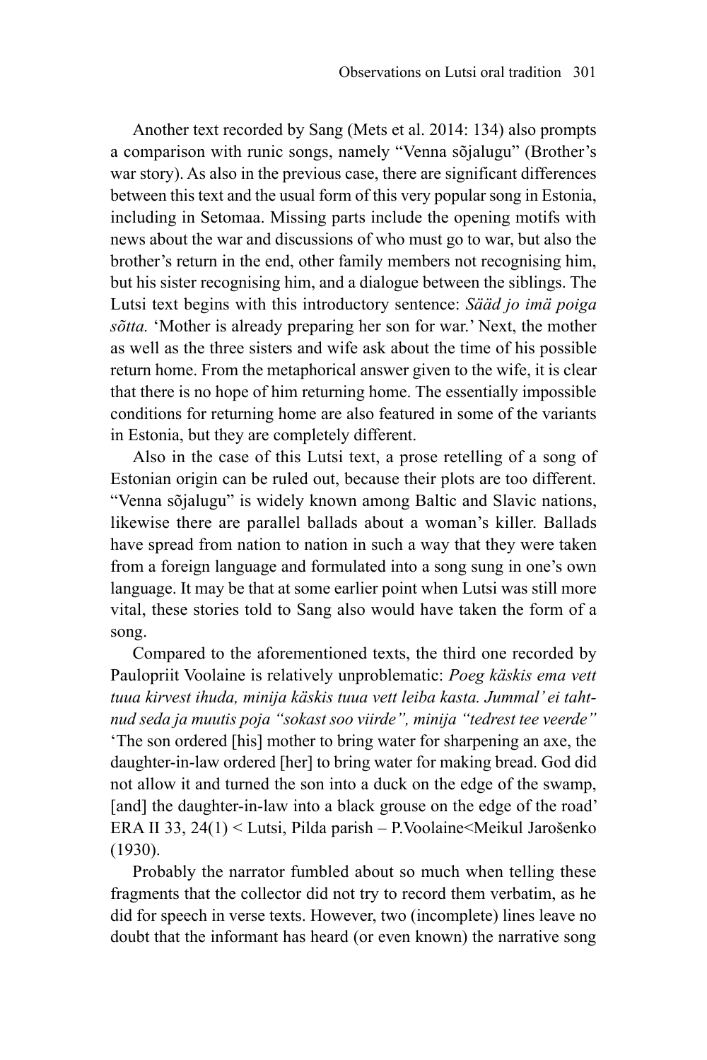Another text recorded by Sang (Mets et al. 2014: 134) also prompts a comparison with runic songs, namely "Venna sõjalugu" (Brother's war story). As also in the previous case, there are significant differences between this text and the usual form of this very popular song in Estonia, including in Setomaa. Missing parts include the opening motifs with news about the war and discussions of who must go to war, but also the brother's return in the end, other family members not recognising him, but his sister recognising him, and a dialogue between the siblings. The Lutsi text begins with this introductory sentence: *Sääd jo imä poiga sõtta.* 'Mother is already preparing her son for war.' Next, the mother as well as the three sisters and wife ask about the time of his possible return home. From the metaphorical answer given to the wife, it is clear that there is no hope of him returning home. The essentially impossible conditions for returning home are also featured in some of the variants in Estonia, but they are completely different.

Also in the case of this Lutsi text, a prose retelling of a song of Estonian origin can be ruled out, because their plots are too different. "Venna sõjalugu" is widely known among Baltic and Slavic nations, likewise there are parallel ballads about a woman's killer. Ballads have spread from nation to nation in such a way that they were taken from a foreign language and formulated into a song sung in one's own language. It may be that at some earlier point when Lutsi was still more vital, these stories told to Sang also would have taken the form of a song.

Compared to the aforementioned texts, the third one recorded by Paulopriit Voolaine is relatively unproblematic: *Poeg käskis ema vett tuua kirvest ihuda, minija käskis tuua vett leiba kasta. Jummal' ei tahtnud seda ja muutis poja "sokast soo viirde", minija "tedrest tee veerde"* 'The son ordered [his] mother to bring water for sharpening an axe, the daughter-in-law ordered [her] to bring water for making bread. God did not allow it and turned the son into a duck on the edge of the swamp, [and] the daughter-in-law into a black grouse on the edge of the road' ERA II 33, 24(1) < Lutsi, Pilda parish – P.Voolaine<Meikul Jarošenko (1930).

Probably the narrator fumbled about so much when telling these fragments that the collector did not try to record them verbatim, as he did for speech in verse texts. However, two (incomplete) lines leave no doubt that the informant has heard (or even known) the narrative song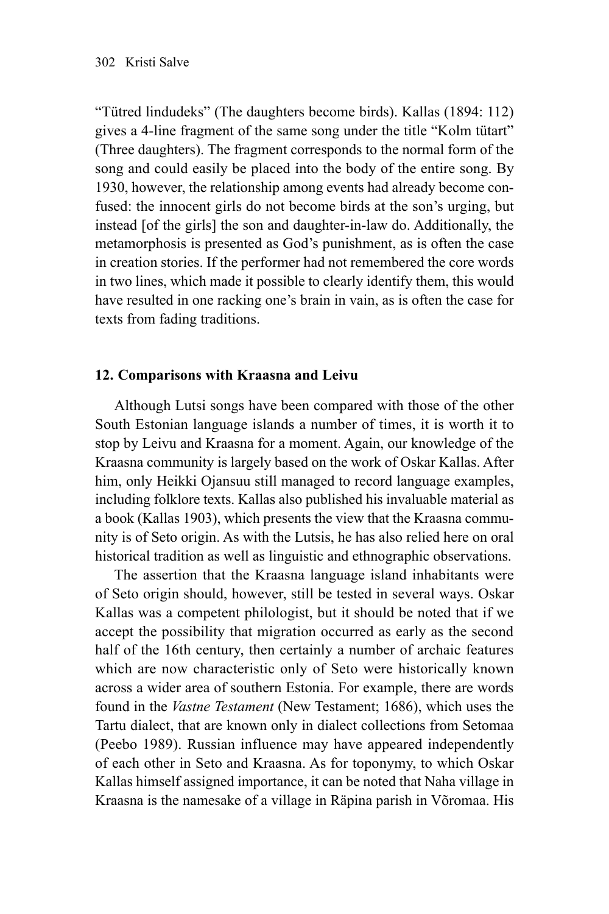"Tütred lindudeks" (The daughters become birds). Kallas (1894: 112) gives a 4-line fragment of the same song under the title "Kolm tütart" (Three daughters). The fragment corresponds to the normal form of the song and could easily be placed into the body of the entire song. By 1930, however, the relationship among events had already become confused: the innocent girls do not become birds at the son's urging, but instead [of the girls] the son and daughter-in-law do. Additionally, the metamorphosis is presented as God's punishment, as is often the case in creation stories. If the performer had not remembered the core words in two lines, which made it possible to clearly identify them, this would have resulted in one racking one's brain in vain, as is often the case for texts from fading traditions.

## 12. Comparisons with Kraasna and Leivu

Although Lutsi songs have been compared with those of the other South Estonian language islands a number of times, it is worth it to stop by Leivu and Kraasna for a moment. Again, our knowledge of the Kraasna community is largely based on the work of Oskar Kallas. After him, only Heikki Ojansuu still managed to record language examples, including folklore texts. Kallas also published his invaluable material as a book (Kallas 1903), which presents the view that the Kraasna community is of Seto origin. As with the Lutsis, he has also relied here on oral historical tradition as well as linguistic and ethnographic observations.

The assertion that the Kraasna language island inhabitants were of Seto origin should, however, still be tested in several ways. Oskar Kallas was a competent philologist, but it should be noted that if we accept the possibility that migration occurred as early as the second half of the 16th century, then certainly a number of archaic features which are now characteristic only of Seto were historically known across a wider area of southern Estonia. For example, there are words found in the *Vastne Testament* (New Testament; 1686), which uses the Tartu dialect, that are known only in dialect collections from Setomaa (Peebo 1989). Russian influence may have appeared independently of each other in Seto and Kraasna. As for toponymy, to which Oskar Kallas himself assigned importance, it can be noted that Naha village in Kraasna is the namesake of a village in Räpina parish in Võromaa. His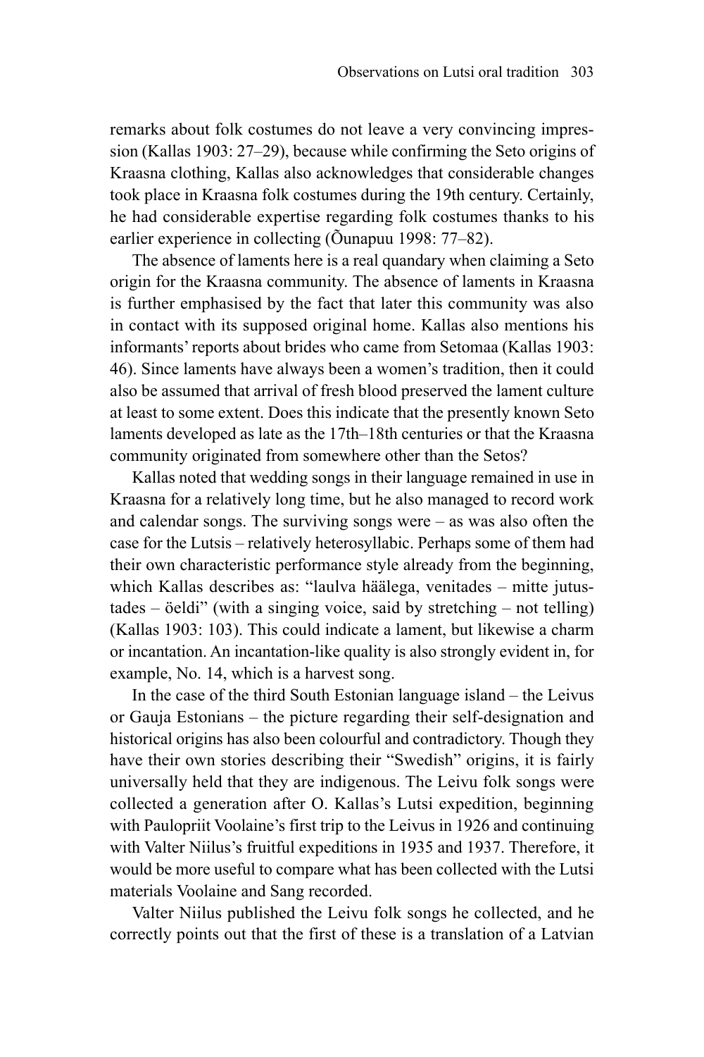remarks about folk costumes do not leave a very convincing impression (Kallas 1903: 27–29), because while confirming the Seto origins of Kraasna clothing, Kallas also acknowledges that considerable changes took place in Kraasna folk costumes during the 19th century. Certainly, he had considerable expertise regarding folk costumes thanks to his earlier experience in collecting (Õunapuu 1998: 77–82).

The absence of laments here is a real quandary when claiming a Seto origin for the Kraasna community. The absence of laments in Kraasna is further emphasised by the fact that later this community was also in contact with its supposed original home. Kallas also mentions his informants' reports about brides who came from Setomaa (Kallas 1903: 46). Since laments have always been a women's tradition, then it could also be assumed that arrival of fresh blood preserved the lament culture at least to some extent. Does this indicate that the presently known Seto laments developed as late as the 17th–18th centuries or that the Kraasna community originated from somewhere other than the Setos?

Kallas noted that wedding songs in their language remained in use in Kraasna for a relatively long time, but he also managed to record work and calendar songs. The surviving songs were – as was also often the case for the Lutsis – relatively heterosyllabic. Perhaps some of them had their own characteristic performance style already from the beginning, which Kallas describes as: "laulva häälega, venitades – mitte jutustades – öeldi" (with a singing voice, said by stretching – not telling) (Kallas 1903: 103). This could indicate a lament, but likewise a charm or incantation. An incantation-like quality is also strongly evident in, for example, No. 14, which is a harvest song.

In the case of the third South Estonian language island – the Leivus or Gauja Estonians – the picture regarding their self-designation and historical origins has also been colourful and contradictory. Though they have their own stories describing their "Swedish" origins, it is fairly universally held that they are indigenous. The Leivu folk songs were collected a generation after O. Kallas's Lutsi expedition, beginning with Paulopriit Voolaine's first trip to the Leivus in 1926 and continuing with Valter Niilus's fruitful expeditions in 1935 and 1937. Therefore, it would be more useful to compare what has been collected with the Lutsi materials Voolaine and Sang recorded.

Valter Niilus published the Leivu folk songs he collected, and he correctly points out that the first of these is a translation of a Latvian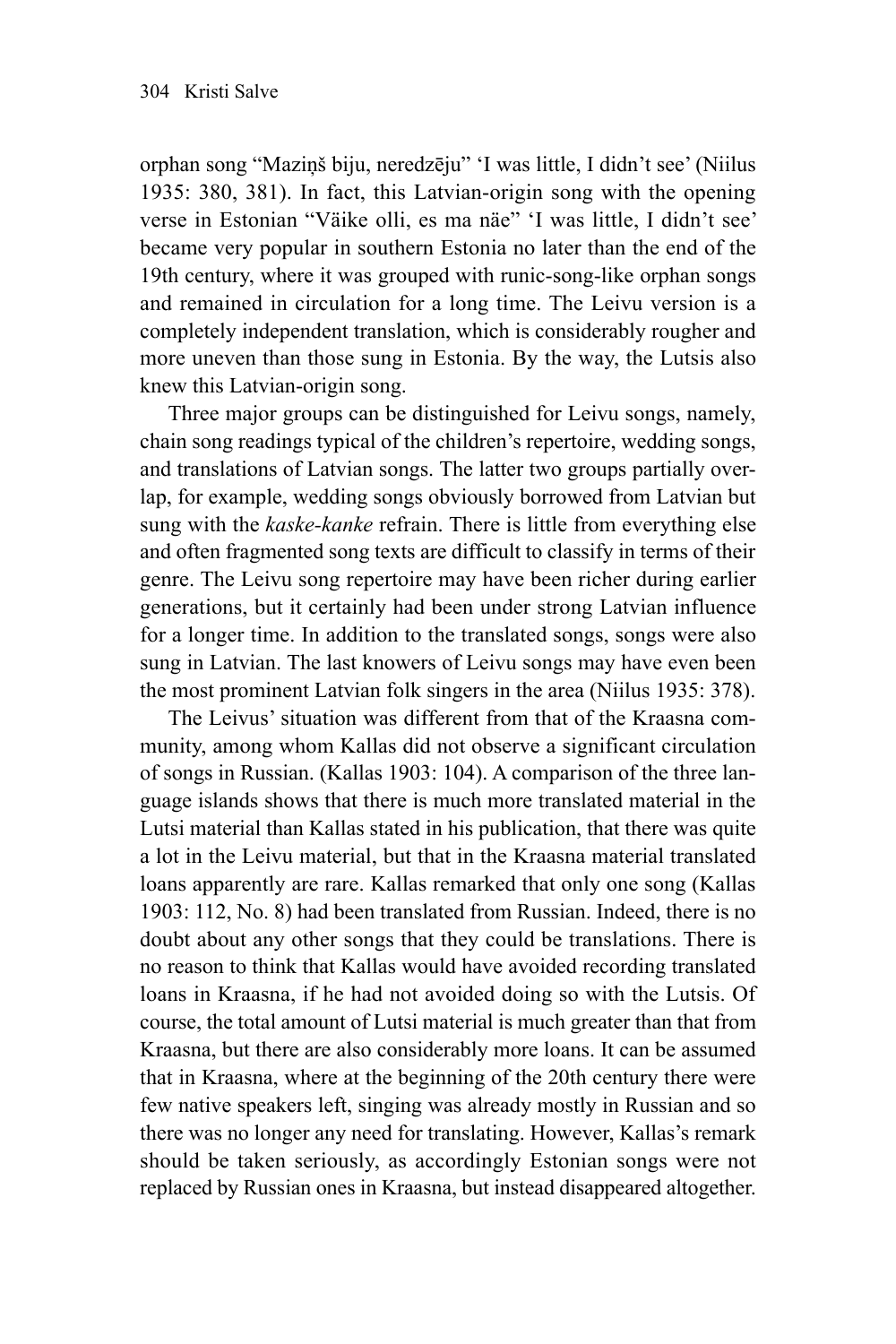orphan song “Maziņš biju, neredzēju” ‘I was little, I didn’t see’ (Niilus 1935: 380, 381). In fact, this Latvian-origin song with the opening verse in Estonian “Väike olli, es ma näe” ‘I was little, I didn’t see’ became very popular in southern Estonia no later than the end of the 19th century, where it was grouped with runic-song-like orphan songs and remained in circulation for a long time. The Leivu version is a completely independent translation, which is considerably rougher and more uneven than those sung in Estonia. By the way, the Lutsis also knew this Latvian-origin song.

Three major groups can be distinguished for Leivu songs, namely, chain song readings typical of the children’s repertoire, wedding songs, and translations of Latvian songs. The latter two groups partially overlap, for example, wedding songs obviously borrowed from Latvian but sung with the *kaske-kanke* refrain. There is little from everything else and often fragmented song texts are difficult to classify in terms of their genre. The Leivu song repertoire may have been richer during earlier generations, but it certainly had been under strong Latvian influence for a longer time. In addition to the translated songs, songs were also sung in Latvian. The last knowers of Leivu songs may have even been the most prominent Latvian folk singers in the area (Niilus 1935: 378).

The Leivus’ situation was different from that of the Kraasna community, among whom Kallas did not observe a significant circulation of songs in Russian. (Kallas 1903: 104). A comparison of the three language islands shows that there is much more translated material in the Lutsi material than Kallas stated in his publication, that there was quite a lot in the Leivu material, but that in the Kraasna material translated loans apparently are rare. Kallas remarked that only one song (Kallas 1903: 112, No. 8) had been translated from Russian. Indeed, there is no doubt about any other songs that they could be translations. There is no reason to think that Kallas would have avoided recording translated loans in Kraasna, if he had not avoided doing so with the Lutsis. Of course, the total amount of Lutsi material is much greater than that from Kraasna, but there are also considerably more loans. It can be assumed that in Kraasna, where at the beginning of the 20th century there were few native speakers left, singing was already mostly in Russian and so there was no longer any need for translating. However, Kallas’s remark should be taken seriously, as accordingly Estonian songs were not replaced by Russian ones in Kraasna, but instead disappeared altogether.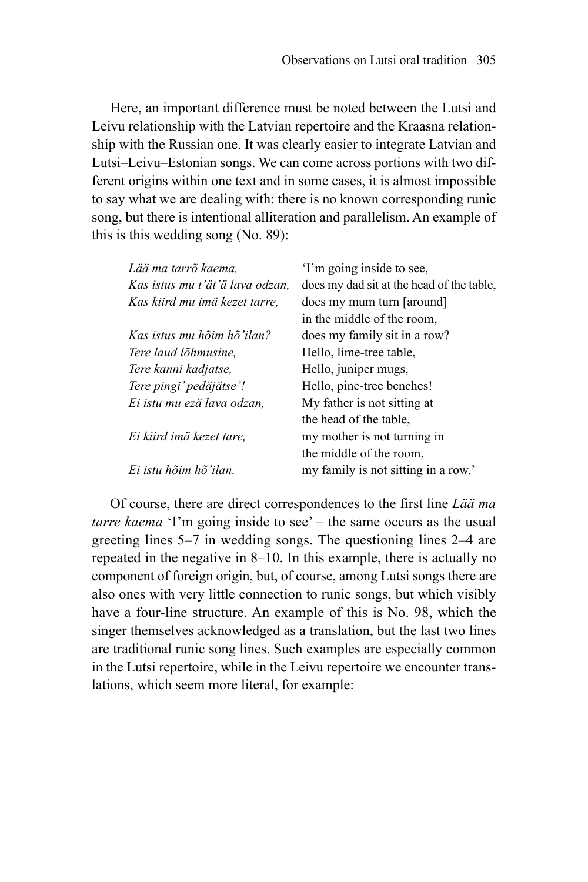Here, an important difference must be noted between the Lutsi and Leivu relationship with the Latvian repertoire and the Kraasna relationship with the Russian one. It was clearly easier to integrate Latvian and Lutsi–Leivu–Estonian songs. We can come across portions with two different origins within one text and in some cases, it is almost impossible to say what we are dealing with: there is no known corresponding runic song, but there is intentional alliteration and parallelism. An example of this is this wedding song (No. 89):

| | |
|---|---|
| *Lää ma tarrõ kaema,* | 'I'm going inside to see, |
| *Kas istus mu t'ät'ä lava odzan,* | does my dad sit at the head of the table, |
| *Kas kiird mu imä kezet tarre,* | does my mum turn [around] in the middle of the room, |
| *Kas istus mu hõim hõ'ilan?* | does my family sit in a row? |
| *Tere laud lõhmusine,* | Hello, lime-tree table, |
| *Tere kanni kadjatse,* | Hello, juniper mugs, |
| *Tere pingi' pedäjätse'!* | Hello, pine-tree benches! |
| *Ei istu mu ezä lava odzan,* | My father is not sitting at the head of the table, |
| *Ei kiird imä kezet tare,* | my mother is not turning in the middle of the room, |
| *Ei istu hõim hõ'ilan.* | my family is not sitting in a row.' |

Of course, there are direct correspondences to the first line *Lää ma tarre kaema* 'I'm going inside to see' – the same occurs as the usual greeting lines 5–7 in wedding songs. The questioning lines 2–4 are repeated in the negative in 8–10. In this example, there is actually no component of foreign origin, but, of course, among Lutsi songs there are also ones with very little connection to runic songs, but which visibly have a four-line structure. An example of this is No. 98, which the singer themselves acknowledged as a translation, but the last two lines are traditional runic song lines. Such examples are especially common in the Lutsi repertoire, while in the Leivu repertoire we encounter translations, which seem more literal, for example: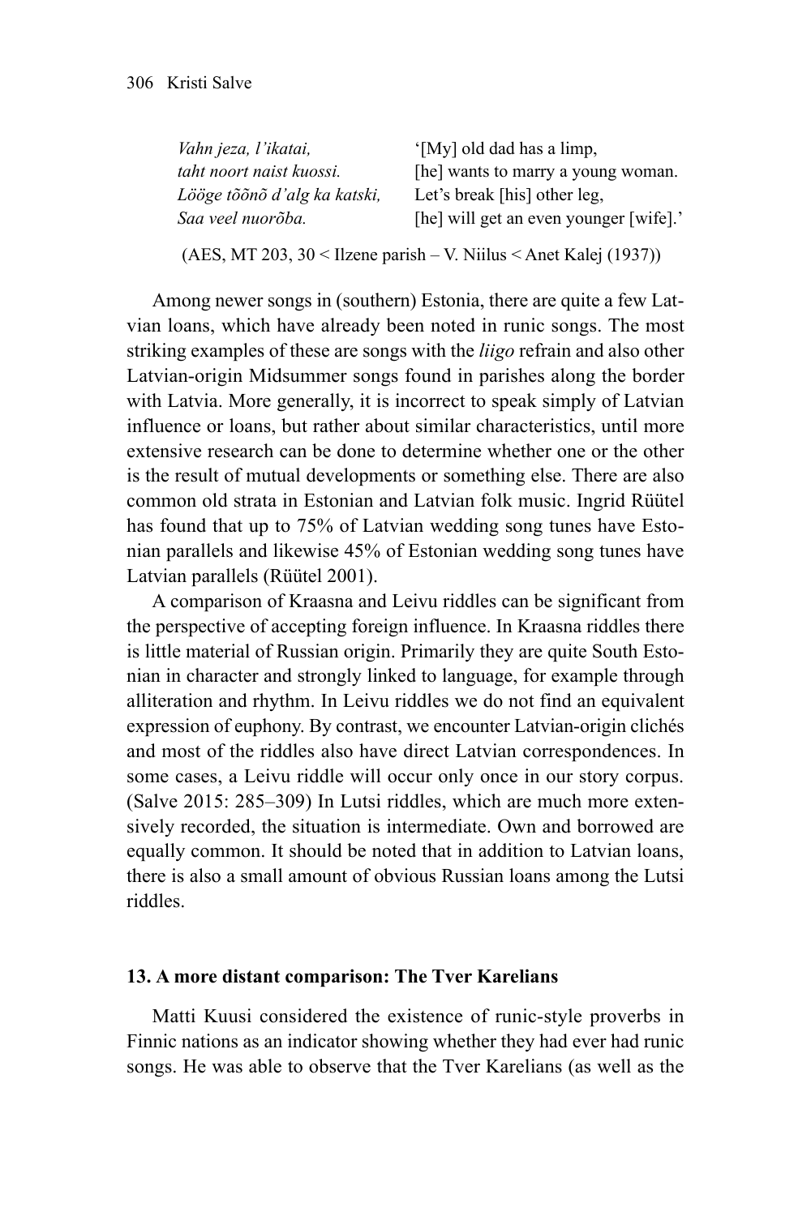| | |
|---|---|
| *Vahn jeza, l'ikatai,* | '[My] old dad has a limp, |
| *taht noort naist kuossi.* | [he] wants to marry a young woman. |
| *Lööge tõõnõ d'alg ka katski,* | Let's break [his] other leg, |
| *Saa veel nuorõba.* | [he] will get an even younger [wife].' |

(AES, MT 203, 30 < Ilzene parish – V. Niilus < Anet Kalej (1937))

Among newer songs in (southern) Estonia, there are quite a few Latvian loans, which have already been noted in runic songs. The most striking examples of these are songs with the *liigo* refrain and also other Latvian-origin Midsummer songs found in parishes along the border with Latvia. More generally, it is incorrect to speak simply of Latvian influence or loans, but rather about similar characteristics, until more extensive research can be done to determine whether one or the other is the result of mutual developments or something else. There are also common old strata in Estonian and Latvian folk music. Ingrid Rüütel has found that up to 75% of Latvian wedding song tunes have Estonian parallels and likewise 45% of Estonian wedding song tunes have Latvian parallels (Rüütel 2001).

A comparison of Kraasna and Leivu riddles can be significant from the perspective of accepting foreign influence. In Kraasna riddles there is little material of Russian origin. Primarily they are quite South Estonian in character and strongly linked to language, for example through alliteration and rhythm. In Leivu riddles we do not find an equivalent expression of euphony. By contrast, we encounter Latvian-origin clichés and most of the riddles also have direct Latvian correspondences. In some cases, a Leivu riddle will occur only once in our story corpus. (Salve 2015: 285–309) In Lutsi riddles, which are much more extensively recorded, the situation is intermediate. Own and borrowed are equally common. It should be noted that in addition to Latvian loans, there is also a small amount of obvious Russian loans among the Lutsi riddles.

## 13. A more distant comparison: The Tver Karelians

Matti Kuusi considered the existence of runic-style proverbs in Finnic nations as an indicator showing whether they had ever had runic songs. He was able to observe that the Tver Karelians (as well as the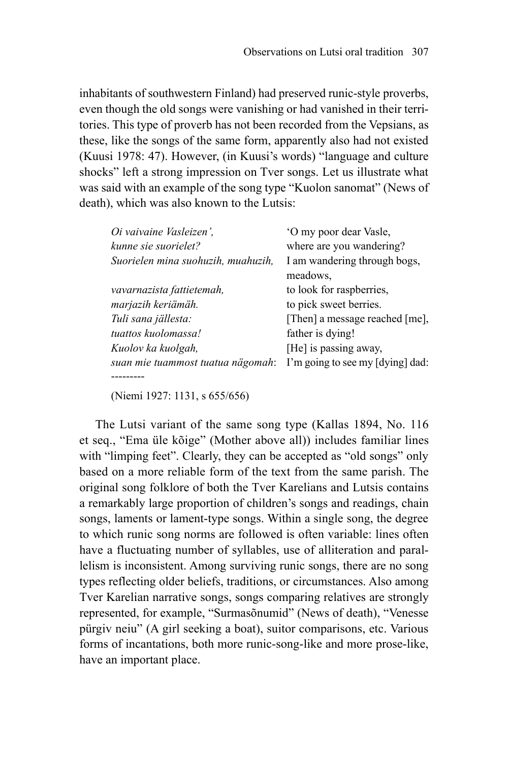inhabitants of southwestern Finland) had preserved runic-style proverbs, even though the old songs were vanishing or had vanished in their territories. This type of proverb has not been recorded from the Vepsians, as these, like the songs of the same form, apparently also had not existed (Kuusi 1978: 47). However, (in Kuusi's words) "language and culture shocks" left a strong impression on Tver songs. Let us illustrate what was said with an example of the song type "Kuolon sanomat" (News of death), which was also known to the Lutsis:

| | |
|---|---|
| *Oi vaivaine Vasleizen',* | 'O my poor dear Vasle, |
| *kunne sie suorielet?* | where are you wandering? |
| *Suorielen mina suohuzih, muahuzih,* | I am wandering through bogs, meadows, |
| *vavarnazista fattietemah,* | to look for raspberries, |
| *marjazih keriämäh.* | to pick sweet berries. |
| *Tuli sana jällesta:* | [Then] a message reached [me], |
| *tuattos kuolomassa!* | father is dying! |
| *Kuolov ka kuolgah,* | [He] is passing away, |
| *suan mie tuammost tuatua nägomah*: | I'm going to see my [dying] dad: |
| --------- | |

(Niemi 1927: 1131, s 655/656)

The Lutsi variant of the same song type (Kallas 1894, No. 116 et seq., "Ema üle kõige" (Mother above all)) includes familiar lines with "limping feet". Clearly, they can be accepted as "old songs" only based on a more reliable form of the text from the same parish. The original song folklore of both the Tver Karelians and Lutsis contains a remarkably large proportion of children's songs and readings, chain songs, laments or lament-type songs. Within a single song, the degree to which runic song norms are followed is often variable: lines often have a fluctuating number of syllables, use of alliteration and parallelism is inconsistent. Among surviving runic songs, there are no song types reflecting older beliefs, traditions, or circumstances. Also among Tver Karelian narrative songs, songs comparing relatives are strongly represented, for example, "Surmasõnumid" (News of death), "Venesse pürgiv neiu" (A girl seeking a boat), suitor comparisons, etc. Various forms of incantations, both more runic-song-like and more prose-like, have an important place.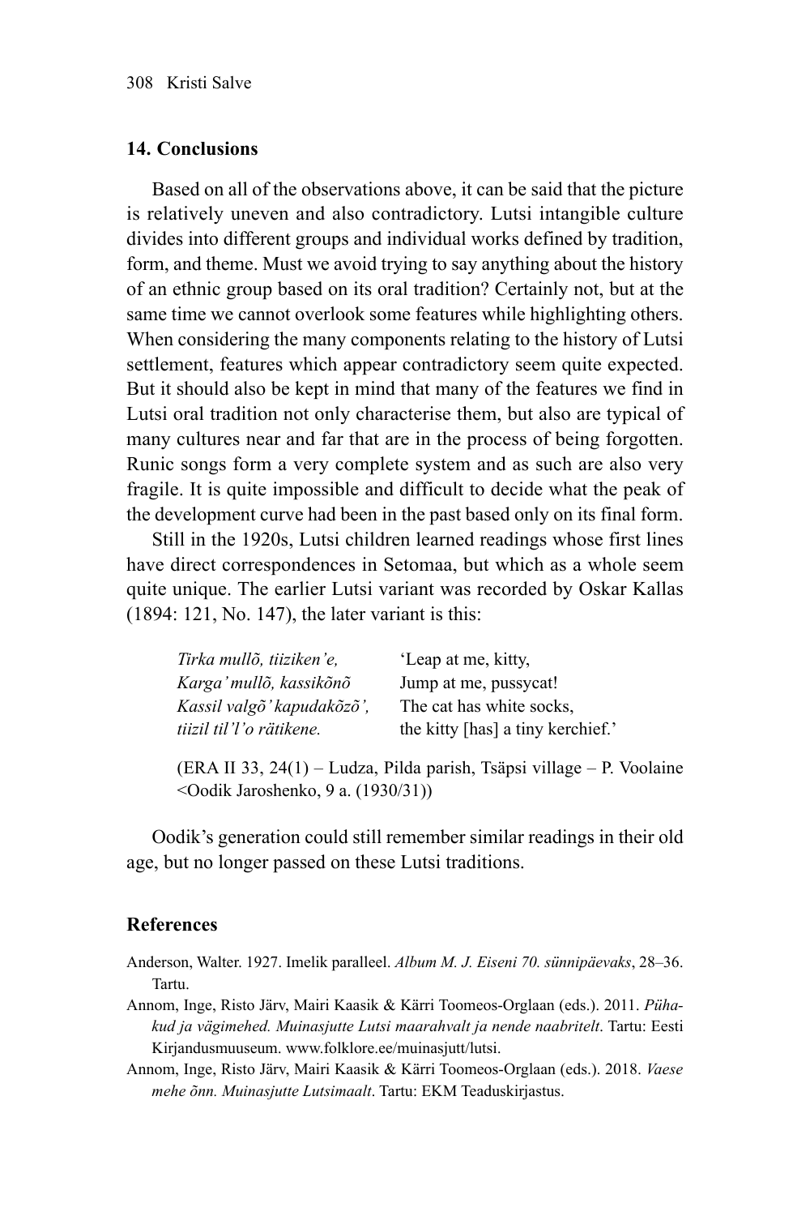## 14. Conclusions

Based on all of the observations above, it can be said that the picture is relatively uneven and also contradictory. Lutsi intangible culture divides into different groups and individual works defined by tradition, form, and theme. Must we avoid trying to say anything about the history of an ethnic group based on its oral tradition? Certainly not, but at the same time we cannot overlook some features while highlighting others. When considering the many components relating to the history of Lutsi settlement, features which appear contradictory seem quite expected. But it should also be kept in mind that many of the features we find in Lutsi oral tradition not only characterise them, but also are typical of many cultures near and far that are in the process of being forgotten. Runic songs form a very complete system and as such are also very fragile. It is quite impossible and difficult to decide what the peak of the development curve had been in the past based only on its final form.

Still in the 1920s, Lutsi children learned readings whose first lines have direct correspondences in Setomaa, but which as a whole seem quite unique. The earlier Lutsi variant was recorded by Oskar Kallas (1894: 121, No. 147), the later variant is this:

| | |
|---|---|
| *Tirka mullõ, tiiziken'e,* | 'Leap at me, kitty, |
| *Karga' mullõ, kassikõnõ* | Jump at me, pussycat! |
| *Kassil valgõ' kapudakõzõ',* | The cat has white socks, |
| *tiizil til'l'o rätikene.* | the kitty [has] a tiny kerchief.' |

(ERA II 33, 24(1) – Ludza, Pilda parish, Tsäpsi village – P. Voolaine <Oodik Jaroshenko, 9 a. (1930/31))

Oodik's generation could still remember similar readings in their old age, but no longer passed on these Lutsi traditions.

## References

Anderson, Walter. 1927. Imelik paralleel. *Album M. J. Eiseni 70. sünnipäevaks*, 28–36. Tartu.

Annom, Inge, Risto Järv, Mairi Kaasik & Kärri Toomeos-Orglaan (eds.). 2011. *Pühakud ja vägimehed. Muinasjutte Lutsi maarahvalt ja nende naabritelt*. Tartu: Eesti Kirjandusmuuseum. www.folklore.ee/muinasjutt/lutsi.

Annom, Inge, Risto Järv, Mairi Kaasik & Kärri Toomeos-Orglaan (eds.). 2018. *Vaese mehe õnn. Muinasjutte Lutsimaalt*. Tartu: EKM Teaduskirjastus.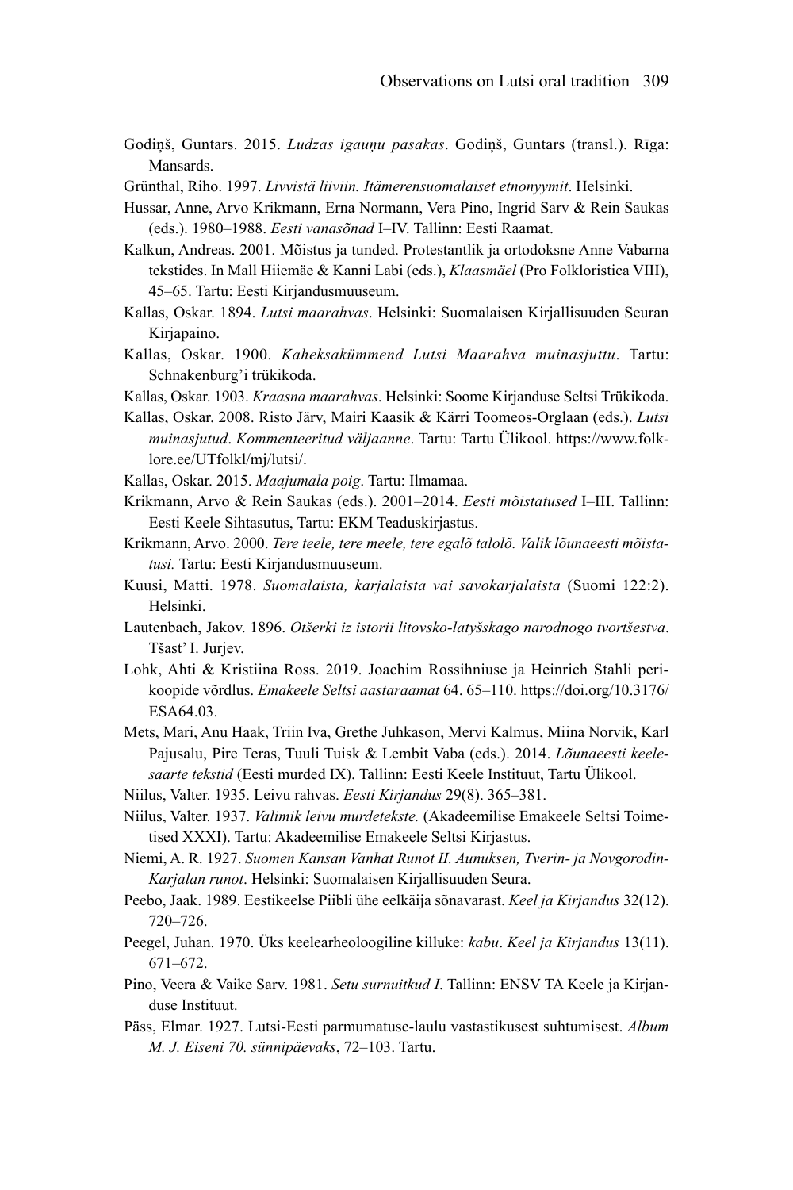Godiņš, Guntars. 2015. *Ludzas igauņu pasakas*. Godiņš, Guntars (transl.). Rīga: Mansards.

Grünthal, Riho. 1997. *Livvistä liiviin. Itämerensuomalaiset etnonyymit*. Helsinki.

Hussar, Anne, Arvo Krikmann, Erna Normann, Vera Pino, Ingrid Sarv & Rein Saukas (eds.). 1980–1988. *Eesti vanasõnad* I–IV. Tallinn: Eesti Raamat.

Kalkun, Andreas. 2001. Mõistus ja tunded. Protestantlik ja ortodoksne Anne Vabarna tekstides. In Mall Hiiemäe & Kanni Labi (eds.), *Klaasmäel* (Pro Folkloristica VIII), 45–65. Tartu: Eesti Kirjandusmuuseum.

Kallas, Oskar. 1894. *Lutsi maarahvas*. Helsinki: Suomalaisen Kirjallisuuden Seuran Kirjapaino.

Kallas, Oskar. 1900. *Kaheksakümmend Lutsi Maarahva muinasjuttu*. Tartu: Schnakenburg'i trükikoda.

Kallas, Oskar. 1903. *Kraasna maarahvas*. Helsinki: Soome Kirjanduse Seltsi Trükikoda.

Kallas, Oskar. 2008. Risto Järv, Mairi Kaasik & Kärri Toomeos-Orglaan (eds.). *Lutsi muinasjutud*. *Kommenteeritud väljaanne*. Tartu: Tartu Ülikool. https://www.folklore.ee/UTfolkl/mj/lutsi/.

Kallas, Oskar. 2015. *Maajumala poig*. Tartu: Ilmamaa.

Krikmann, Arvo & Rein Saukas (eds.). 2001–2014. *Eesti mõistatused* I–III. Tallinn: Eesti Keele Sihtasutus, Tartu: EKM Teaduskirjastus.

Krikmann, Arvo. 2000. *Tere teele, tere meele, tere egalõ talolõ. Valik lõunaeesti mõistatusi.* Tartu: Eesti Kirjandusmuuseum.

Kuusi, Matti. 1978. *Suomalaista, karjalaista vai savokarjalaista* (Suomi 122:2). Helsinki.

Lautenbach, Jakov. 1896. *Otšerki iz istorii litovsko-latyšskago narodnogo tvortšestva*. Tšast' I. Jurjev.

Lohk, Ahti & Kristiina Ross. 2019. Joachim Rossihniuse ja Heinrich Stahli perikoopide võrdlus. *Emakeele Seltsi aastaraamat* 64. 65–110. https://doi.org/10.3176/ESA64.03.

Mets, Mari, Anu Haak, Triin Iva, Grethe Juhkason, Mervi Kalmus, Miina Norvik, Karl Pajusalu, Pire Teras, Tuuli Tuisk & Lembit Vaba (eds.). 2014. *Lõunaeesti keelesaarte tekstid* (Eesti murded IX). Tallinn: Eesti Keele Instituut, Tartu Ülikool.

Niilus, Valter. 1935. Leivu rahvas. *Eesti Kirjandus* 29(8). 365–381.

Niilus, Valter. 1937. *Valimik leivu murdetekste.* (Akadeemilise Emakeele Seltsi Toimetised XXXI). Tartu: Akadeemilise Emakeele Seltsi Kirjastus.

Niemi, A. R. 1927. *Suomen Kansan Vanhat Runot II. Aunuksen, Tverin- ja Novgorodin-Karjalan runot*. Helsinki: Suomalaisen Kirjallisuuden Seura.

Peebo, Jaak. 1989. Eestikeelse Piibli ühe eelkäija sõnavarast. *Keel ja Kirjandus* 32(12). 720–726.

Peegel, Juhan. 1970. Üks keelearheoloogiline killuke: *kabu*. *Keel ja Kirjandus* 13(11). 671–672.

Pino, Veera & Vaike Sarv. 1981. *Setu surnuitkud I*. Tallinn: ENSV TA Keele ja Kirjanduse Instituut.

Päss, Elmar. 1927. Lutsi-Eesti parmumatuse-laulu vastastikusest suhtumisest. *Album M. J. Eiseni 70. sünnipäevaks*, 72–103. Tartu.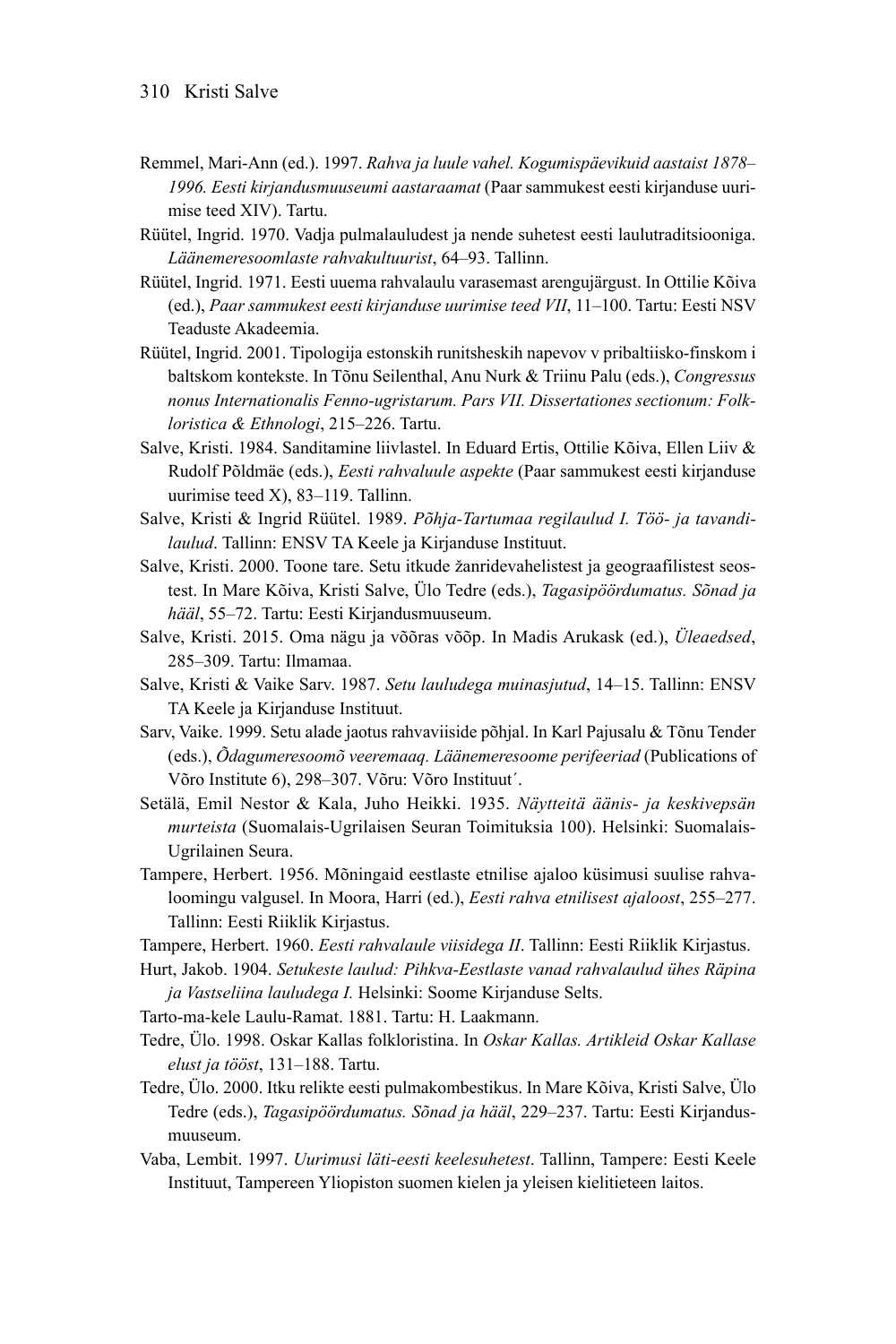Remmel, Mari-Ann (ed.). 1997. *Rahva ja luule vahel. Kogumispäevikuid aastaist 1878–1996. Eesti kirjandusmuuseumi aastaraamat* (Paar sammukest eesti kirjanduse uurimise teed XIV). Tartu.

Rüütel, Ingrid. 1970. Vadja pulmalauludest ja nende suhetest eesti laulutraditsiooniga. *Läänemeresoomlaste rahvakultuurist*, 64–93. Tallinn.

Rüütel, Ingrid. 1971. Eesti uuema rahvalaulu varasemast arengujärgust. In Ottilie Kõiva (ed.), *Paar sammukest eesti kirjanduse uurimise teed VII*, 11–100. Tartu: Eesti NSV Teaduste Akadeemia.

Rüütel, Ingrid. 2001. Tipologija estonskih runitsheskih napevov v pribaltiisko-finskom i baltskom kontekste. In Tõnu Seilenthal, Anu Nurk & Triinu Palu (eds.), *Congressus nonus Internationalis Fenno-ugristarum. Pars VII. Dissertationes sectionum: Folkloristica & Ethnologi*, 215–226. Tartu.

Salve, Kristi. 1984. Sanditamine liivlastel. In Eduard Ertis, Ottilie Kõiva, Ellen Liiv & Rudolf Põldmäe (eds.), *Eesti rahvaluule aspekte* (Paar sammukest eesti kirjanduse uurimise teed X), 83–119. Tallinn.

Salve, Kristi & Ingrid Rüütel. 1989. *Põhja-Tartumaa regilaulud I. Töö- ja tavandilaulud*. Tallinn: ENSV TA Keele ja Kirjanduse Instituut.

Salve, Kristi. 2000. Toone tare. Setu itkude žanridevahelistest ja geograafilistest seostest. In Mare Kõiva, Kristi Salve, Ülo Tedre (eds.), *Tagasipöördumatus. Sõnad ja hääl*, 55–72. Tartu: Eesti Kirjandusmuuseum.

Salve, Kristi. 2015. Oma nägu ja võõras võõp. In Madis Arukask (ed.), *Üleaedsed*, 285–309. Tartu: Ilmamaa.

Salve, Kristi & Vaike Sarv. 1987. *Setu lauludega muinasjutud*, 14–15. Tallinn: ENSV TA Keele ja Kirjanduse Instituut.

Sarv, Vaike. 1999. Setu alade jaotus rahvaviiside põhjal. In Karl Pajusalu & Tõnu Tender (eds.), *Õdagumeresoomõ veeremaaq. Läänemeresoome perifeeriad* (Publications of Võro Institute 6), 298–307. Võru: Võro Instituut´.

Setälä, Emil Nestor & Kala, Juho Heikki. 1935. *Näytteitä äänis- ja keskivepsän murteista* (Suomalais-Ugrilaisen Seuran Toimituksia 100). Helsinki: Suomalais-Ugrilainen Seura.

Tampere, Herbert. 1956. Mõningaid eestlaste etnilise ajaloo küsimusi suulise rahvaloomingu valgusel. In Moora, Harri (ed.), *Eesti rahva etnilisest ajaloost*, 255–277. Tallinn: Eesti Riiklik Kirjastus.

Tampere, Herbert. 1960. *Eesti rahvalaule viisidega II*. Tallinn: Eesti Riiklik Kirjastus.

Hurt, Jakob. 1904. *Setukeste laulud: Pihkva-Eestlaste vanad rahvalaulud ühes Räpina ja Vastseliina lauludega I.* Helsinki: Soome Kirjanduse Selts.

Tarto-ma-kele Laulu-Ramat. 1881. Tartu: H. Laakmann.

Tedre, Ülo. 1998. Oskar Kallas folkloristina. In *Oskar Kallas. Artikleid Oskar Kallase elust ja tööst*, 131–188. Tartu.

Tedre, Ülo. 2000. Itku relikte eesti pulmakombestikus. In Mare Kõiva, Kristi Salve, Ülo Tedre (eds.), *Tagasipöördumatus. Sõnad ja hääl*, 229–237. Tartu: Eesti Kirjandusmuuseum.

Vaba, Lembit. 1997. *Uurimusi läti-eesti keelesuhetest*. Tallinn, Tampere: Eesti Keele Instituut, Tampereen Yliopiston suomen kielen ja yleisen kielitieteen laitos.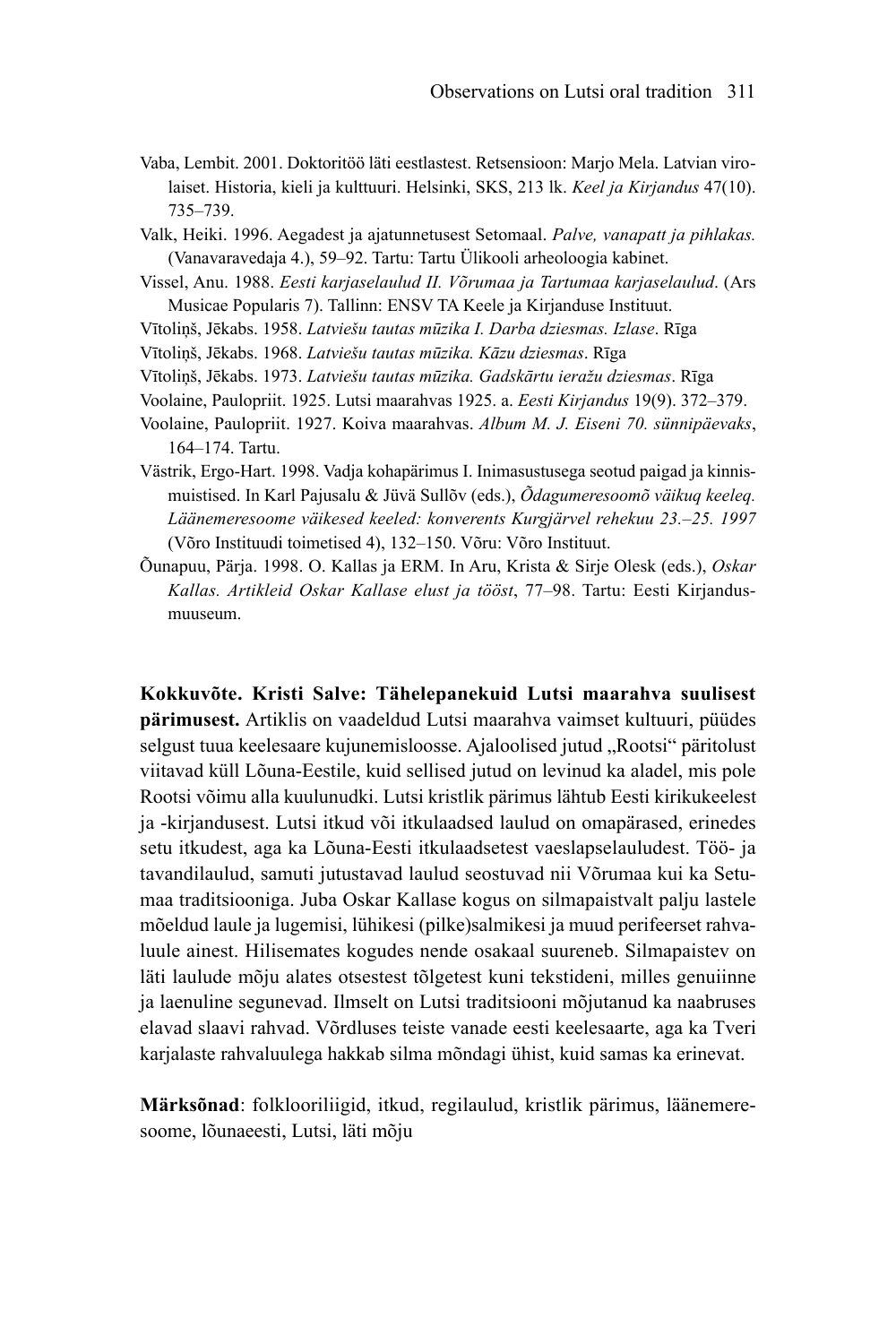Vaba, Lembit. 2001. Doktoritöö läti eestlastest. Retsensioon: Marjo Mela. Latvian virolaiset. Historia, kieli ja kulttuuri. Helsinki, SKS, 213 lk. *Keel ja Kirjandus* 47(10). 735–739.

Valk, Heiki. 1996. Aegadest ja ajatunnetusest Setomaal. *Palve, vanapatt ja pihlakas.* (Vanavaravedaja 4.), 59–92. Tartu: Tartu Ülikooli arheoloogia kabinet.

Vissel, Anu. 1988. *Eesti karjaselaulud II. Võrumaa ja Tartumaa karjaselaulud*. (Ars Musicae Popularis 7). Tallinn: ENSV TA Keele ja Kirjanduse Instituut.

Vītoliņš, Jēkabs. 1958. *Latviešu tautas mūzika I. Darba dziesmas. Izlase*. Rīga

Vītoliņš, Jēkabs. 1968. *Latviešu tautas mūzika. Kāzu dziesmas*. Rīga

Vītoliņš, Jēkabs. 1973. *Latviešu tautas mūzika. Gadskārtu ieražu dziesmas*. Rīga

Voolaine, Paulopriit. 1925. Lutsi maarahvas 1925. a. *Eesti Kirjandus* 19(9). 372–379.

Voolaine, Paulopriit. 1927. Koiva maarahvas. *Album M. J. Eiseni 70. sünnipäevaks*, 164–174. Tartu.

Västrik, Ergo-Hart. 1998. Vadja kohapärimus I. Inimasustusega seotud paigad ja kinnismuistised. In Karl Pajusalu & Jüvä Sullõv (eds.), *Õdagumeresoomõ väikuq keeleq. Läänemeresoome väikesed keeled: konverents Kurgjärvel rehekuu 23.–25. 1997* (Võro Instituudi toimetised 4), 132–150. Võru: Võro Instituut.

Õunapuu, Pärja. 1998. O. Kallas ja ERM. In Aru, Krista & Sirje Olesk (eds.), *Oskar Kallas. Artikleid Oskar Kallase elust ja tööst*, 77–98. Tartu: Eesti Kirjandusmuuseum.

**Kokkuvõte. Kristi Salve: Tähelepanekuid Lutsi maarahva suulisest pärimusest.** Artiklis on vaadeldud Lutsi maarahva vaimset kultuuri, püüdes selgust tuua keelesaare kujunemisloosse. Ajaloolised jutud „Rootsi" päritolust viitavad küll Lõuna-Eestile, kuid sellised jutud on levinud ka aladel, mis pole Rootsi võimu alla kuulunudki. Lutsi kristlik pärimus lähtub Eesti kirikukeelest ja -kirjandusest. Lutsi itkud või itkulaadsed laulud on omapärased, erinedes setu itkudest, aga ka Lõuna-Eesti itkulaadsetest vaeslapselauludest. Töö- ja tavandilaulud, samuti jutustavad laulud seostuvad nii Võrumaa kui ka Setumaa traditsiooniga. Juba Oskar Kallase kogus on silmapaistvalt palju lastele mõeldud laule ja lugemisi, lühikesi (pilke)salmikesi ja muud perifeerset rahvaluule ainest. Hilisemates kogudes nende osakaal suureneb. Silmapaistev on läti laulude mõju alates otsestest tõlgetest kuni tekstideni, milles genuiinne ja laenuline segunevad. Ilmselt on Lutsi traditsiooni mõjutanud ka naabruses elavad slaavi rahvad. Võrdluses teiste vanade eesti keelesaarte, aga ka Tveri karjalaste rahvaluulega hakkab silma mõndagi ühist, kuid samas ka erinevat.

**Märksõnad**: folklooriliigid, itkud, regilaulud, kristlik pärimus, läänemeresoome, lõunaeesti, Lutsi, läti mõju